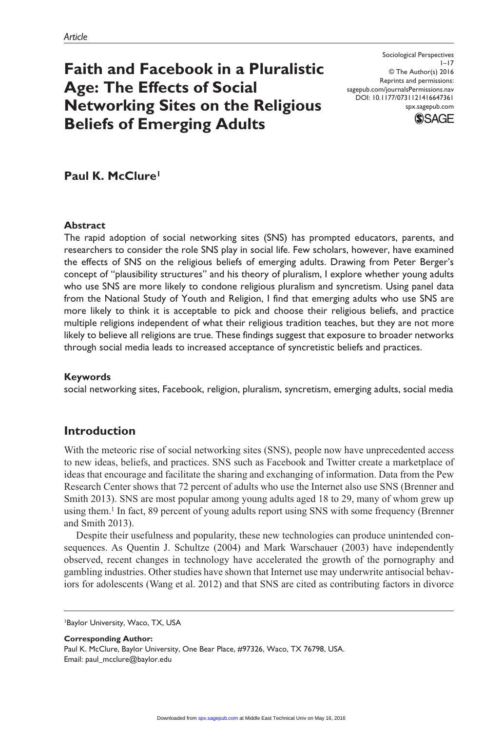*Article*

# Faith and Facebook in a Pluralistic Age: The Effects of Social Networking Sites on the Religious Beliefs of Emerging Adults

**Paul K. McClure**[1]

### Abstract

The rapid adoption of social networking sites (SNS) has prompted educators, parents, and researchers to consider the role SNS play in social life. Few scholars, however, have examined the effects of SNS on the religious beliefs of emerging adults. Drawing from Peter Berger's concept of "plausibility structures" and his theory of pluralism, I explore whether young adults who use SNS are more likely to condone religious pluralism and syncretism. Using panel data from the National Study of Youth and Religion, I find that emerging adults who use SNS are more likely to think it is acceptable to pick and choose their religious beliefs, and practice multiple religions independent of what their religious tradition teaches, but they are not more likely to believe all religions are true. These findings suggest that exposure to broader networks through social media leads to increased acceptance of syncretistic beliefs and practices.

### Keywords

social networking sites, Facebook, religion, pluralism, syncretism, emerging adults, social media

## Introduction

With the meteoric rise of social networking sites (SNS), people now have unprecedented access to new ideas, beliefs, and practices. SNS such as Facebook and Twitter create a marketplace of ideas that encourage and facilitate the sharing and exchanging of information. Data from the Pew Research Center shows that 72 percent of adults who use the Internet also use SNS (Brenner and Smith 2013). SNS are most popular among young adults aged 18 to 29, many of whom grew up using them.[1] In fact, 89 percent of young adults report using SNS with some frequency (Brenner and Smith 2013).

Despite their usefulness and popularity, these new technologies can produce unintended consequences. As Quentin J. Schultze (2004) and Mark Warschauer (2003) have independently observed, recent changes in technology have accelerated the growth of the pornography and gambling industries. Other studies have shown that Internet use may underwrite antisocial behaviors for adolescents (Wang et al. 2012) and that SNS are cited as contributing factors in divorce

---

[1]Baylor University, Waco, TX, USA

**Corresponding Author:**
Paul K. McClure, Baylor University, One Bear Place, #97326, Waco, TX 76798, USA.
Email: paul_mcclure@baylor.edu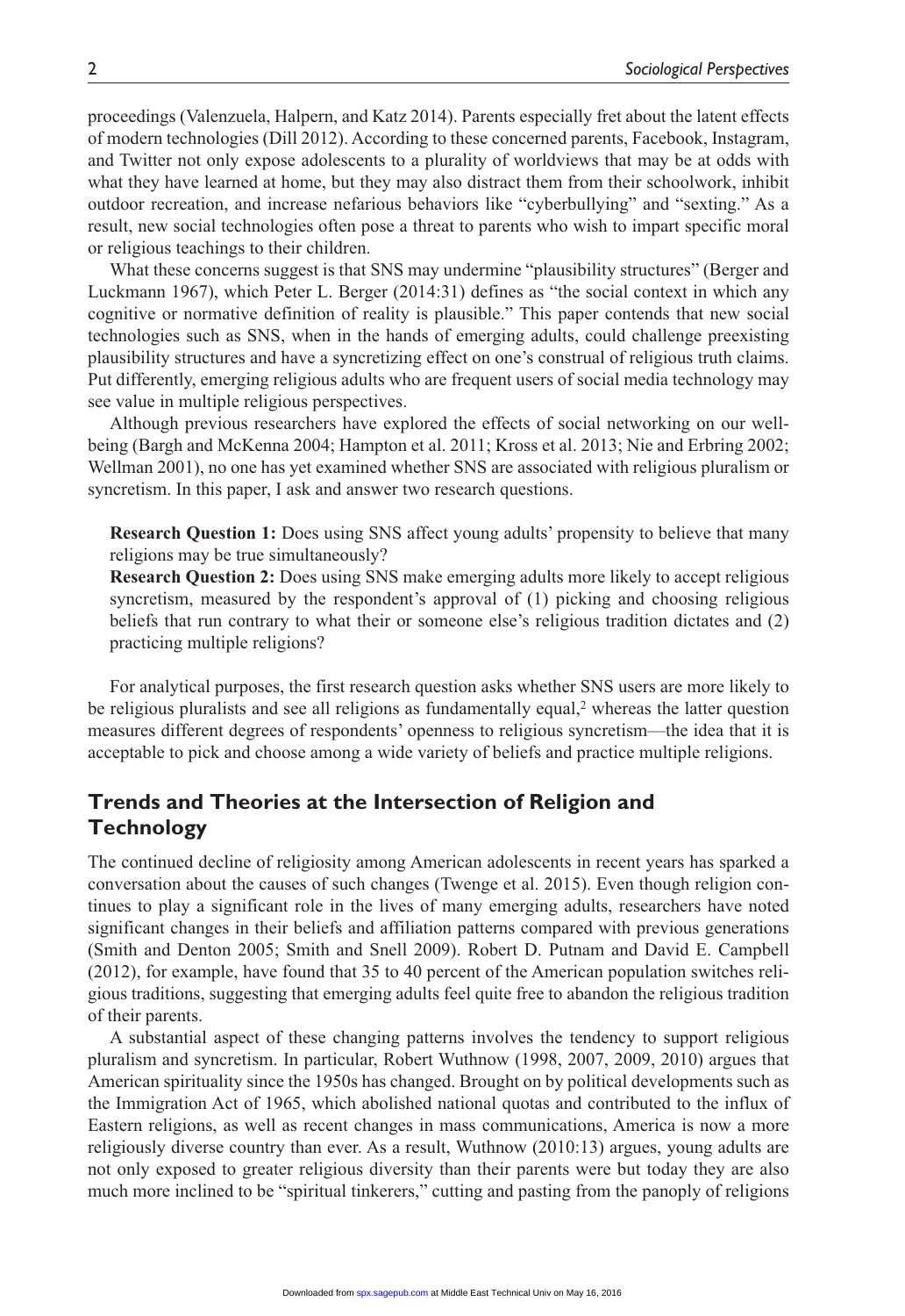proceedings (Valenzuela, Halpern, and Katz 2014). Parents especially fret about the latent effects of modern technologies (Dill 2012). According to these concerned parents, Facebook, Instagram, and Twitter not only expose adolescents to a plurality of worldviews that may be at odds with what they have learned at home, but they may also distract them from their schoolwork, inhibit outdoor recreation, and increase nefarious behaviors like "cyberbullying" and "sexting." As a result, new social technologies often pose a threat to parents who wish to impart specific moral or religious teachings to their children.

What these concerns suggest is that SNS may undermine "plausibility structures" (Berger and Luckmann 1967), which Peter L. Berger (2014:31) defines as "the social context in which any cognitive or normative definition of reality is plausible." This paper contends that new social technologies such as SNS, when in the hands of emerging adults, could challenge preexisting plausibility structures and have a syncretizing effect on one's construal of religious truth claims. Put differently, emerging religious adults who are frequent users of social media technology may see value in multiple religious perspectives.

Although previous researchers have explored the effects of social networking on our well-being (Bargh and McKenna 2004; Hampton et al. 2011; Kross et al. 2013; Nie and Erbring 2002; Wellman 2001), no one has yet examined whether SNS are associated with religious pluralism or syncretism. In this paper, I ask and answer two research questions.

**Research Question 1:** Does using SNS affect young adults' propensity to believe that many religions may be true simultaneously?

**Research Question 2:** Does using SNS make emerging adults more likely to accept religious syncretism, measured by the respondent's approval of (1) picking and choosing religious beliefs that run contrary to what their or someone else's religious tradition dictates and (2) practicing multiple religions?

For analytical purposes, the first research question asks whether SNS users are more likely to be religious pluralists and see all religions as fundamentally equal,[2] whereas the latter question measures different degrees of respondents' openness to religious syncretism—the idea that it is acceptable to pick and choose among a wide variety of beliefs and practice multiple religions.

## Trends and Theories at the Intersection of Religion and Technology

The continued decline of religiosity among American adolescents in recent years has sparked a conversation about the causes of such changes (Twenge et al. 2015). Even though religion continues to play a significant role in the lives of many emerging adults, researchers have noted significant changes in their beliefs and affiliation patterns compared with previous generations (Smith and Denton 2005; Smith and Snell 2009). Robert D. Putnam and David E. Campbell (2012), for example, have found that 35 to 40 percent of the American population switches religious traditions, suggesting that emerging adults feel quite free to abandon the religious tradition of their parents.

A substantial aspect of these changing patterns involves the tendency to support religious pluralism and syncretism. In particular, Robert Wuthnow (1998, 2007, 2009, 2010) argues that American spirituality since the 1950s has changed. Brought on by political developments such as the Immigration Act of 1965, which abolished national quotas and contributed to the influx of Eastern religions, as well as recent changes in mass communications, America is now a more religiously diverse country than ever. As a result, Wuthnow (2010:13) argues, young adults are not only exposed to greater religious diversity than their parents were but today they are also much more inclined to be "spiritual tinkerers," cutting and pasting from the panoply of religions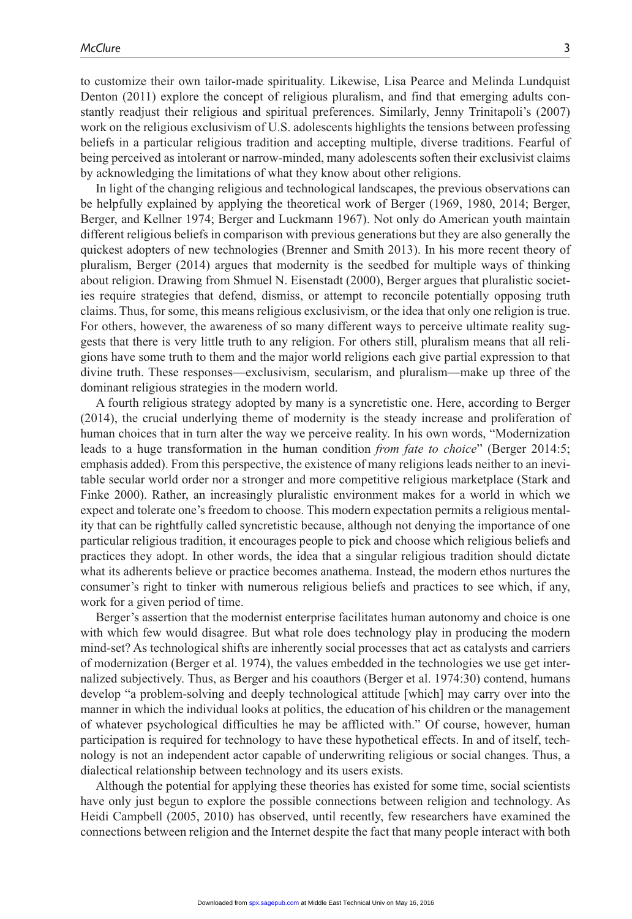to customize their own tailor-made spirituality. Likewise, Lisa Pearce and Melinda Lundquist Denton (2011) explore the concept of religious pluralism, and find that emerging adults constantly readjust their religious and spiritual preferences. Similarly, Jenny Trinitapoli's (2007) work on the religious exclusivism of U.S. adolescents highlights the tensions between professing beliefs in a particular religious tradition and accepting multiple, diverse traditions. Fearful of being perceived as intolerant or narrow-minded, many adolescents soften their exclusivist claims by acknowledging the limitations of what they know about other religions.

In light of the changing religious and technological landscapes, the previous observations can be helpfully explained by applying the theoretical work of Berger (1969, 1980, 2014; Berger, Berger, and Kellner 1974; Berger and Luckmann 1967). Not only do American youth maintain different religious beliefs in comparison with previous generations but they are also generally the quickest adopters of new technologies (Brenner and Smith 2013). In his more recent theory of pluralism, Berger (2014) argues that modernity is the seedbed for multiple ways of thinking about religion. Drawing from Shmuel N. Eisenstadt (2000), Berger argues that pluralistic societies require strategies that defend, dismiss, or attempt to reconcile potentially opposing truth claims. Thus, for some, this means religious exclusivism, or the idea that only one religion is true. For others, however, the awareness of so many different ways to perceive ultimate reality suggests that there is very little truth to any religion. For others still, pluralism means that all religions have some truth to them and the major world religions each give partial expression to that divine truth. These responses—exclusivism, secularism, and pluralism—make up three of the dominant religious strategies in the modern world.

A fourth religious strategy adopted by many is a syncretistic one. Here, according to Berger (2014), the crucial underlying theme of modernity is the steady increase and proliferation of human choices that in turn alter the way we perceive reality. In his own words, "Modernization leads to a huge transformation in the human condition *from fate to choice*" (Berger 2014:5; emphasis added). From this perspective, the existence of many religions leads neither to an inevitable secular world order nor a stronger and more competitive religious marketplace (Stark and Finke 2000). Rather, an increasingly pluralistic environment makes for a world in which we expect and tolerate one's freedom to choose. This modern expectation permits a religious mentality that can be rightfully called syncretistic because, although not denying the importance of one particular religious tradition, it encourages people to pick and choose which religious beliefs and practices they adopt. In other words, the idea that a singular religious tradition should dictate what its adherents believe or practice becomes anathema. Instead, the modern ethos nurtures the consumer's right to tinker with numerous religious beliefs and practices to see which, if any, work for a given period of time.

Berger's assertion that the modernist enterprise facilitates human autonomy and choice is one with which few would disagree. But what role does technology play in producing the modern mind-set? As technological shifts are inherently social processes that act as catalysts and carriers of modernization (Berger et al. 1974), the values embedded in the technologies we use get internalized subjectively. Thus, as Berger and his coauthors (Berger et al. 1974:30) contend, humans develop "a problem-solving and deeply technological attitude [which] may carry over into the manner in which the individual looks at politics, the education of his children or the management of whatever psychological difficulties he may be afflicted with." Of course, however, human participation is required for technology to have these hypothetical effects. In and of itself, technology is not an independent actor capable of underwriting religious or social changes. Thus, a dialectical relationship between technology and its users exists.

Although the potential for applying these theories has existed for some time, social scientists have only just begun to explore the possible connections between religion and technology. As Heidi Campbell (2005, 2010) has observed, until recently, few researchers have examined the connections between religion and the Internet despite the fact that many people interact with both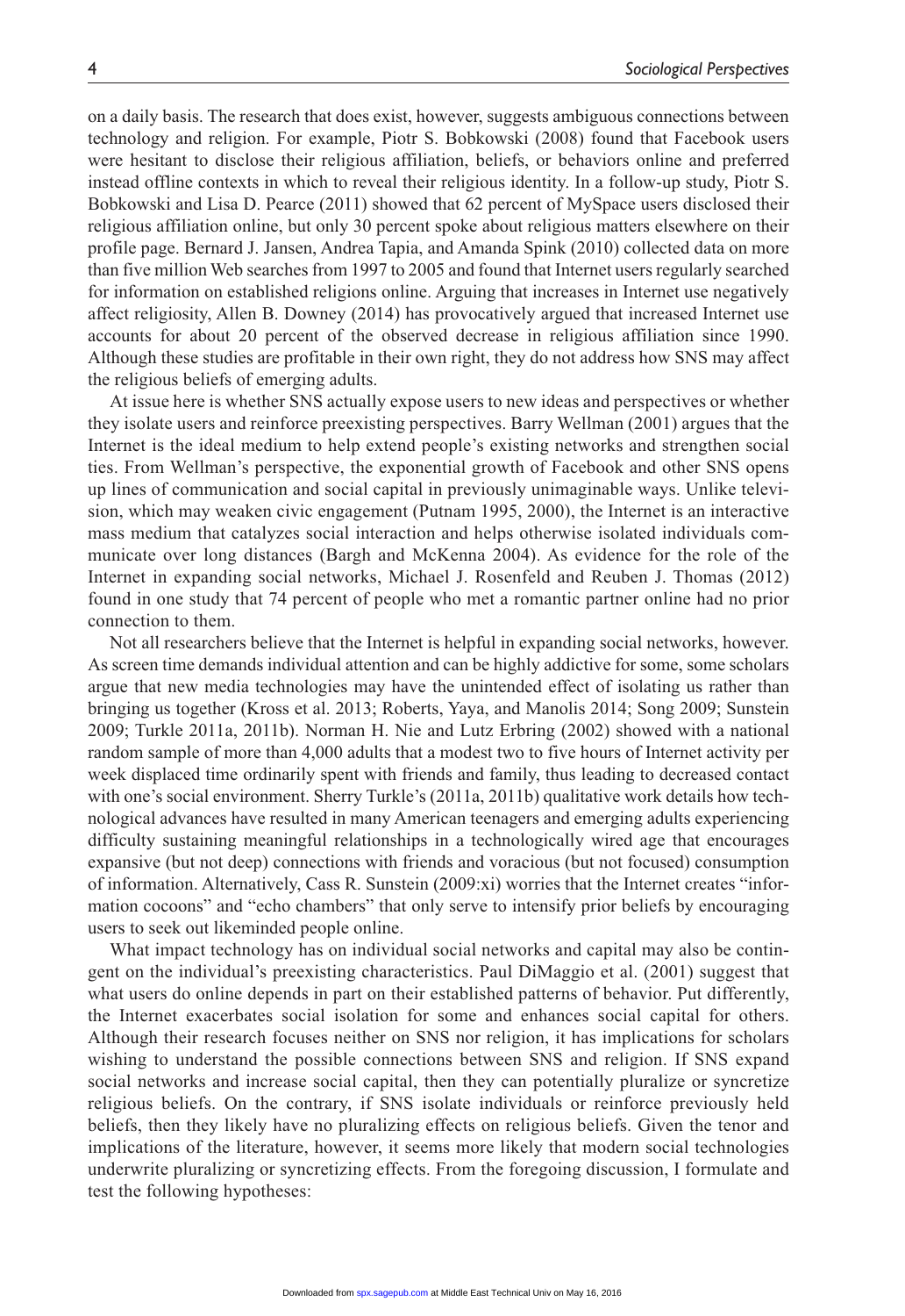on a daily basis. The research that does exist, however, suggests ambiguous connections between technology and religion. For example, Piotr S. Bobkowski (2008) found that Facebook users were hesitant to disclose their religious affiliation, beliefs, or behaviors online and preferred instead offline contexts in which to reveal their religious identity. In a follow-up study, Piotr S. Bobkowski and Lisa D. Pearce (2011) showed that 62 percent of MySpace users disclosed their religious affiliation online, but only 30 percent spoke about religious matters elsewhere on their profile page. Bernard J. Jansen, Andrea Tapia, and Amanda Spink (2010) collected data on more than five million Web searches from 1997 to 2005 and found that Internet users regularly searched for information on established religions online. Arguing that increases in Internet use negatively affect religiosity, Allen B. Downey (2014) has provocatively argued that increased Internet use accounts for about 20 percent of the observed decrease in religious affiliation since 1990. Although these studies are profitable in their own right, they do not address how SNS may affect the religious beliefs of emerging adults.

At issue here is whether SNS actually expose users to new ideas and perspectives or whether they isolate users and reinforce preexisting perspectives. Barry Wellman (2001) argues that the Internet is the ideal medium to help extend people's existing networks and strengthen social ties. From Wellman's perspective, the exponential growth of Facebook and other SNS opens up lines of communication and social capital in previously unimaginable ways. Unlike television, which may weaken civic engagement (Putnam 1995, 2000), the Internet is an interactive mass medium that catalyzes social interaction and helps otherwise isolated individuals communicate over long distances (Bargh and McKenna 2004). As evidence for the role of the Internet in expanding social networks, Michael J. Rosenfeld and Reuben J. Thomas (2012) found in one study that 74 percent of people who met a romantic partner online had no prior connection to them.

Not all researchers believe that the Internet is helpful in expanding social networks, however. As screen time demands individual attention and can be highly addictive for some, some scholars argue that new media technologies may have the unintended effect of isolating us rather than bringing us together (Kross et al. 2013; Roberts, Yaya, and Manolis 2014; Song 2009; Sunstein 2009; Turkle 2011a, 2011b). Norman H. Nie and Lutz Erbring (2002) showed with a national random sample of more than 4,000 adults that a modest two to five hours of Internet activity per week displaced time ordinarily spent with friends and family, thus leading to decreased contact with one's social environment. Sherry Turkle's (2011a, 2011b) qualitative work details how technological advances have resulted in many American teenagers and emerging adults experiencing difficulty sustaining meaningful relationships in a technologically wired age that encourages expansive (but not deep) connections with friends and voracious (but not focused) consumption of information. Alternatively, Cass R. Sunstein (2009:xi) worries that the Internet creates "information cocoons" and "echo chambers" that only serve to intensify prior beliefs by encouraging users to seek out likeminded people online.

What impact technology has on individual social networks and capital may also be contingent on the individual's preexisting characteristics. Paul DiMaggio et al. (2001) suggest that what users do online depends in part on their established patterns of behavior. Put differently, the Internet exacerbates social isolation for some and enhances social capital for others. Although their research focuses neither on SNS nor religion, it has implications for scholars wishing to understand the possible connections between SNS and religion. If SNS expand social networks and increase social capital, then they can potentially pluralize or syncretize religious beliefs. On the contrary, if SNS isolate individuals or reinforce previously held beliefs, then they likely have no pluralizing effects on religious beliefs. Given the tenor and implications of the literature, however, it seems more likely that modern social technologies underwrite pluralizing or syncretizing effects. From the foregoing discussion, I formulate and test the following hypotheses: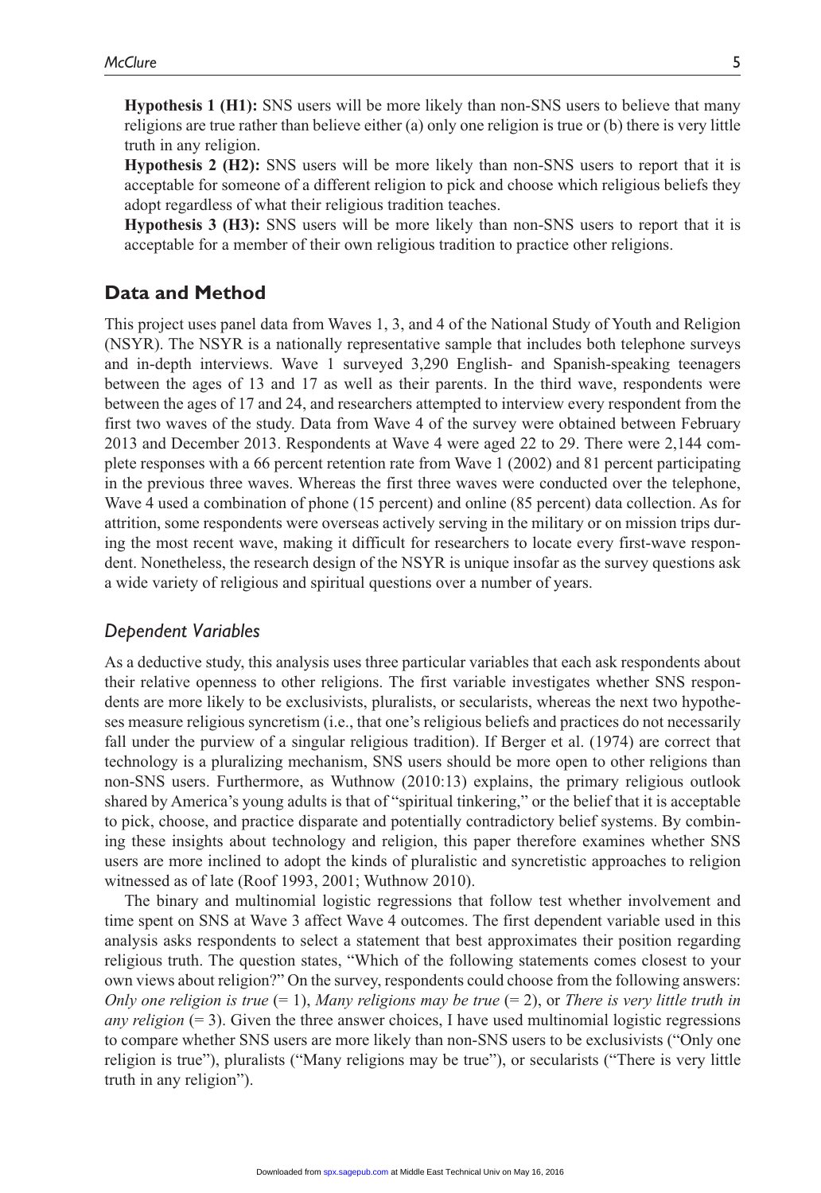**Hypothesis 1 (H1):** SNS users will be more likely than non-SNS users to believe that many religions are true rather than believe either (a) only one religion is true or (b) there is very little truth in any religion.

**Hypothesis 2 (H2):** SNS users will be more likely than non-SNS users to report that it is acceptable for someone of a different religion to pick and choose which religious beliefs they adopt regardless of what their religious tradition teaches.

**Hypothesis 3 (H3):** SNS users will be more likely than non-SNS users to report that it is acceptable for a member of their own religious tradition to practice other religions.

## Data and Method

This project uses panel data from Waves 1, 3, and 4 of the National Study of Youth and Religion (NSYR). The NSYR is a nationally representative sample that includes both telephone surveys and in-depth interviews. Wave 1 surveyed 3,290 English- and Spanish-speaking teenagers between the ages of 13 and 17 as well as their parents. In the third wave, respondents were between the ages of 17 and 24, and researchers attempted to interview every respondent from the first two waves of the study. Data from Wave 4 of the survey were obtained between February 2013 and December 2013. Respondents at Wave 4 were aged 22 to 29. There were 2,144 complete responses with a 66 percent retention rate from Wave 1 (2002) and 81 percent participating in the previous three waves. Whereas the first three waves were conducted over the telephone, Wave 4 used a combination of phone (15 percent) and online (85 percent) data collection. As for attrition, some respondents were overseas actively serving in the military or on mission trips during the most recent wave, making it difficult for researchers to locate every first-wave respondent. Nonetheless, the research design of the NSYR is unique insofar as the survey questions ask a wide variety of religious and spiritual questions over a number of years.

### *Dependent Variables*

As a deductive study, this analysis uses three particular variables that each ask respondents about their relative openness to other religions. The first variable investigates whether SNS respondents are more likely to be exclusivists, pluralists, or secularists, whereas the next two hypotheses measure religious syncretism (i.e., that one's religious beliefs and practices do not necessarily fall under the purview of a singular religious tradition). If Berger et al. (1974) are correct that technology is a pluralizing mechanism, SNS users should be more open to other religions than non-SNS users. Furthermore, as Wuthnow (2010:13) explains, the primary religious outlook shared by America's young adults is that of "spiritual tinkering," or the belief that it is acceptable to pick, choose, and practice disparate and potentially contradictory belief systems. By combining these insights about technology and religion, this paper therefore examines whether SNS users are more inclined to adopt the kinds of pluralistic and syncretistic approaches to religion witnessed as of late (Roof 1993, 2001; Wuthnow 2010).

The binary and multinomial logistic regressions that follow test whether involvement and time spent on SNS at Wave 3 affect Wave 4 outcomes. The first dependent variable used in this analysis asks respondents to select a statement that best approximates their position regarding religious truth. The question states, "Which of the following statements comes closest to your own views about religion?" On the survey, respondents could choose from the following answers: *Only one religion is true* (= 1), *Many religions may be true* (= 2), or *There is very little truth in any religion* (= 3). Given the three answer choices, I have used multinomial logistic regressions to compare whether SNS users are more likely than non-SNS users to be exclusivists ("Only one religion is true"), pluralists ("Many religions may be true"), or secularists ("There is very little truth in any religion").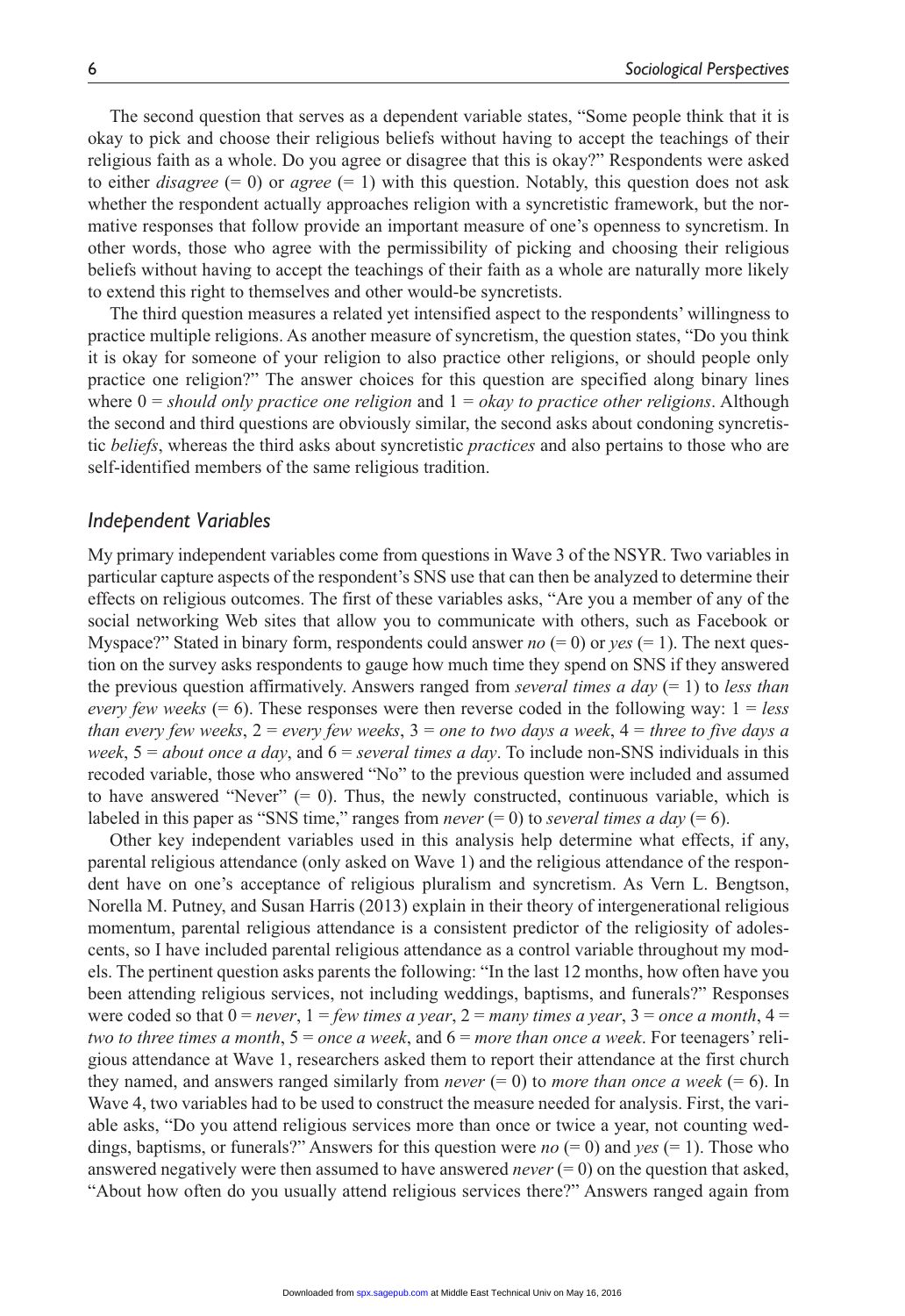The second question that serves as a dependent variable states, "Some people think that it is okay to pick and choose their religious beliefs without having to accept the teachings of their religious faith as a whole. Do you agree or disagree that this is okay?" Respondents were asked to either *disagree* (= 0) or *agree* (= 1) with this question. Notably, this question does not ask whether the respondent actually approaches religion with a syncretistic framework, but the normative responses that follow provide an important measure of one's openness to syncretism. In other words, those who agree with the permissibility of picking and choosing their religious beliefs without having to accept the teachings of their faith as a whole are naturally more likely to extend this right to themselves and other would-be syncretists.

The third question measures a related yet intensified aspect to the respondents' willingness to practice multiple religions. As another measure of syncretism, the question states, "Do you think it is okay for someone of your religion to also practice other religions, or should people only practice one religion?" The answer choices for this question are specified along binary lines where 0 = *should only practice one religion* and 1 = *okay to practice other religions*. Although the second and third questions are obviously similar, the second asks about condoning syncretistic *beliefs*, whereas the third asks about syncretistic *practices* and also pertains to those who are self-identified members of the same religious tradition.

### *Independent Variables*

My primary independent variables come from questions in Wave 3 of the NSYR. Two variables in particular capture aspects of the respondent's SNS use that can then be analyzed to determine their effects on religious outcomes. The first of these variables asks, "Are you a member of any of the social networking Web sites that allow you to communicate with others, such as Facebook or Myspace?" Stated in binary form, respondents could answer *no* (= 0) or *yes* (= 1). The next question on the survey asks respondents to gauge how much time they spend on SNS if they answered the previous question affirmatively. Answers ranged from *several times a day* (= 1) to *less than every few weeks* (= 6). These responses were then reverse coded in the following way: 1 = *less than every few weeks*, 2 = *every few weeks*, 3 = *one to two days a week*, 4 = *three to five days a week*, 5 = *about once a day*, and 6 = *several times a day*. To include non-SNS individuals in this recoded variable, those who answered "No" to the previous question were included and assumed to have answered "Never" (= 0). Thus, the newly constructed, continuous variable, which is labeled in this paper as "SNS time," ranges from *never* (= 0) to *several times a day* (= 6).

Other key independent variables used in this analysis help determine what effects, if any, parental religious attendance (only asked on Wave 1) and the religious attendance of the respondent have on one's acceptance of religious pluralism and syncretism. As Vern L. Bengtson, Norella M. Putney, and Susan Harris (2013) explain in their theory of intergenerational religious momentum, parental religious attendance is a consistent predictor of the religiosity of adolescents, so I have included parental religious attendance as a control variable throughout my models. The pertinent question asks parents the following: "In the last 12 months, how often have you been attending religious services, not including weddings, baptisms, and funerals?" Responses were coded so that 0 = *never*, 1 = *few times a year*, 2 = *many times a year*, 3 = *once a month*, 4 = *two to three times a month*, 5 = *once a week*, and 6 = *more than once a week*. For teenagers' religious attendance at Wave 1, researchers asked them to report their attendance at the first church they named, and answers ranged similarly from *never* (= 0) to *more than once a week* (= 6). In Wave 4, two variables had to be used to construct the measure needed for analysis. First, the variable asks, "Do you attend religious services more than once or twice a year, not counting weddings, baptisms, or funerals?" Answers for this question were *no* (= 0) and *yes* (= 1). Those who answered negatively were then assumed to have answered *never* (= 0) on the question that asked, "About how often do you usually attend religious services there?" Answers ranged again from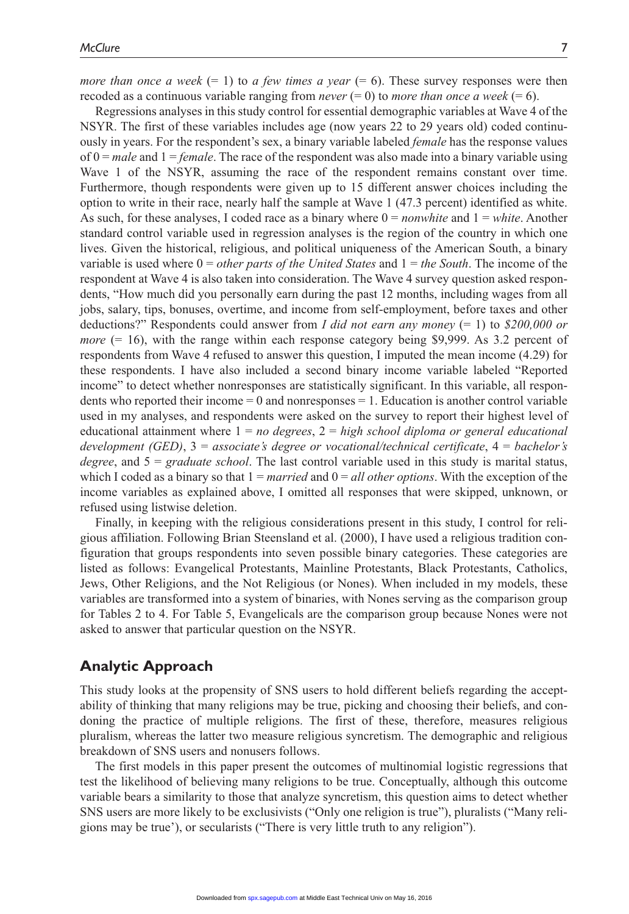*more than once a week* (= 1) to *a few times a year* (= 6). These survey responses were then recoded as a continuous variable ranging from *never* (= 0) to *more than once a week* (= 6).

Regressions analyses in this study control for essential demographic variables at Wave 4 of the NSYR. The first of these variables includes age (now years 22 to 29 years old) coded continuously in years. For the respondent's sex, a binary variable labeled *female* has the response values of 0 = *male* and 1 = *female*. The race of the respondent was also made into a binary variable using Wave 1 of the NSYR, assuming the race of the respondent remains constant over time. Furthermore, though respondents were given up to 15 different answer choices including the option to write in their race, nearly half the sample at Wave 1 (47.3 percent) identified as white. As such, for these analyses, I coded race as a binary where 0 = *nonwhite* and 1 = *white*. Another standard control variable used in regression analyses is the region of the country in which one lives. Given the historical, religious, and political uniqueness of the American South, a binary variable is used where 0 = *other parts of the United States* and 1 = *the South*. The income of the respondent at Wave 4 is also taken into consideration. The Wave 4 survey question asked respondents, "How much did you personally earn during the past 12 months, including wages from all jobs, salary, tips, bonuses, overtime, and income from self-employment, before taxes and other deductions?" Respondents could answer from *I did not earn any money* (= 1) to *$200,000 or more* (= 16), with the range within each response category being $9,999. As 3.2 percent of respondents from Wave 4 refused to answer this question, I imputed the mean income (4.29) for these respondents. I have also included a second binary income variable labeled "Reported income" to detect whether nonresponses are statistically significant. In this variable, all respondents who reported their income = 0 and nonresponses = 1. Education is another control variable used in my analyses, and respondents were asked on the survey to report their highest level of educational attainment where 1 = *no degrees*, 2 = *high school diploma or general educational development (GED)*, 3 = *associate's degree or vocational/technical certificate*, 4 = *bachelor's degree*, and 5 = *graduate school*. The last control variable used in this study is marital status, which I coded as a binary so that 1 = *married* and 0 = *all other options*. With the exception of the income variables as explained above, I omitted all responses that were skipped, unknown, or refused using listwise deletion.

Finally, in keeping with the religious considerations present in this study, I control for religious affiliation. Following Brian Steensland et al. (2000), I have used a religious tradition configuration that groups respondents into seven possible binary categories. These categories are listed as follows: Evangelical Protestants, Mainline Protestants, Black Protestants, Catholics, Jews, Other Religions, and the Not Religious (or Nones). When included in my models, these variables are transformed into a system of binaries, with Nones serving as the comparison group for Tables 2 to 4. For Table 5, Evangelicals are the comparison group because Nones were not asked to answer that particular question on the NSYR.

## Analytic Approach

This study looks at the propensity of SNS users to hold different beliefs regarding the acceptability of thinking that many religions may be true, picking and choosing their beliefs, and condoning the practice of multiple religions. The first of these, therefore, measures religious pluralism, whereas the latter two measure religious syncretism. The demographic and religious breakdown of SNS users and nonusers follows.

The first models in this paper present the outcomes of multinomial logistic regressions that test the likelihood of believing many religions to be true. Conceptually, although this outcome variable bears a similarity to those that analyze syncretism, this question aims to detect whether SNS users are more likely to be exclusivists ("Only one religion is true"), pluralists ("Many religions may be true'), or secularists ("There is very little truth to any religion").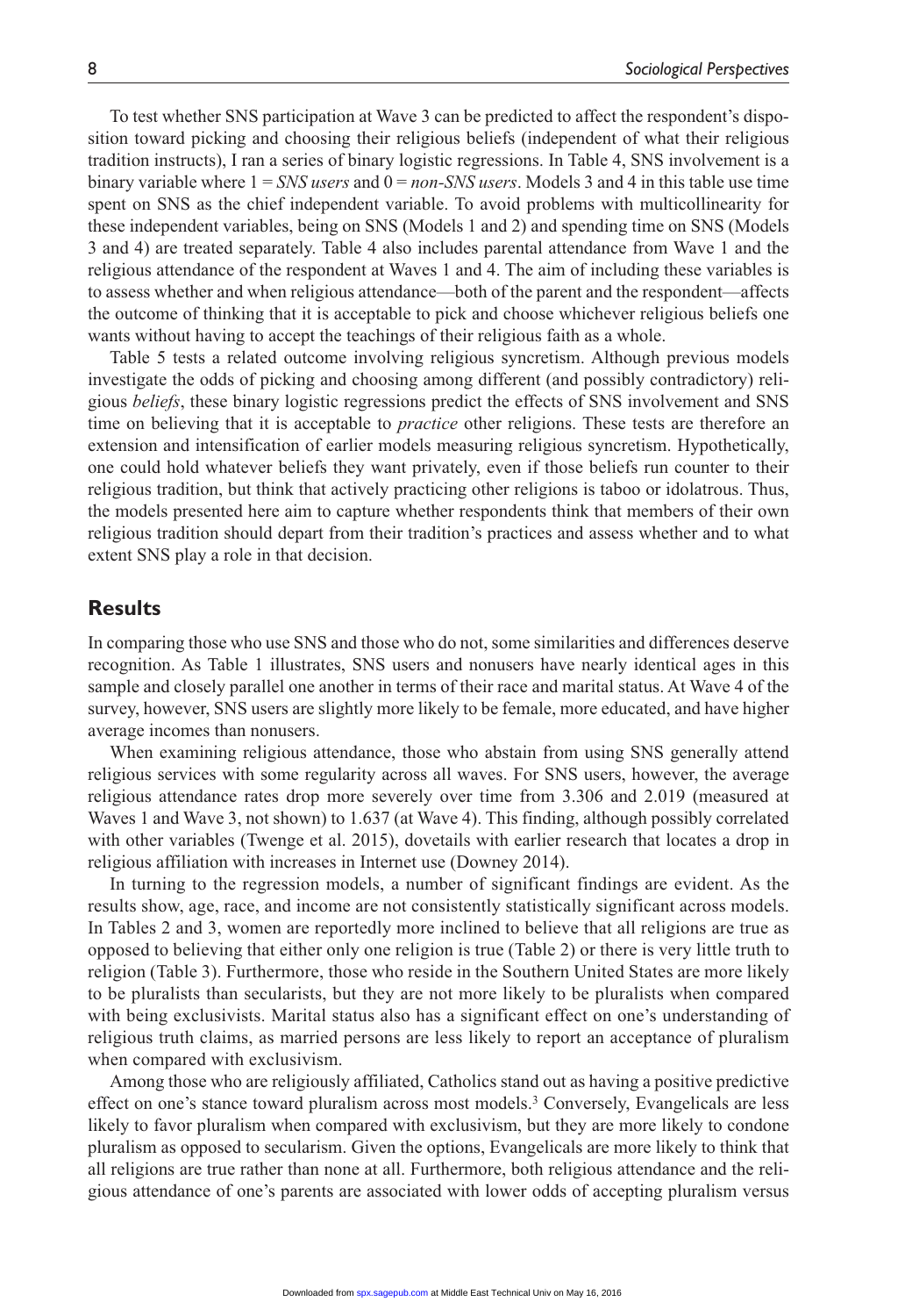To test whether SNS participation at Wave 3 can be predicted to affect the respondent's disposition toward picking and choosing their religious beliefs (independent of what their religious tradition instructs), I ran a series of binary logistic regressions. In Table 4, SNS involvement is a binary variable where 1 = *SNS users* and 0 = *non-SNS users*. Models 3 and 4 in this table use time spent on SNS as the chief independent variable. To avoid problems with multicollinearity for these independent variables, being on SNS (Models 1 and 2) and spending time on SNS (Models 3 and 4) are treated separately. Table 4 also includes parental attendance from Wave 1 and the religious attendance of the respondent at Waves 1 and 4. The aim of including these variables is to assess whether and when religious attendance—both of the parent and the respondent—affects the outcome of thinking that it is acceptable to pick and choose whichever religious beliefs one wants without having to accept the teachings of their religious faith as a whole.

Table 5 tests a related outcome involving religious syncretism. Although previous models investigate the odds of picking and choosing among different (and possibly contradictory) religious *beliefs*, these binary logistic regressions predict the effects of SNS involvement and SNS time on believing that it is acceptable to *practice* other religions. These tests are therefore an extension and intensification of earlier models measuring religious syncretism. Hypothetically, one could hold whatever beliefs they want privately, even if those beliefs run counter to their religious tradition, but think that actively practicing other religions is taboo or idolatrous. Thus, the models presented here aim to capture whether respondents think that members of their own religious tradition should depart from their tradition's practices and assess whether and to what extent SNS play a role in that decision.

## Results

In comparing those who use SNS and those who do not, some similarities and differences deserve recognition. As Table 1 illustrates, SNS users and nonusers have nearly identical ages in this sample and closely parallel one another in terms of their race and marital status. At Wave 4 of the survey, however, SNS users are slightly more likely to be female, more educated, and have higher average incomes than nonusers.

When examining religious attendance, those who abstain from using SNS generally attend religious services with some regularity across all waves. For SNS users, however, the average religious attendance rates drop more severely over time from 3.306 and 2.019 (measured at Waves 1 and Wave 3, not shown) to 1.637 (at Wave 4). This finding, although possibly correlated with other variables (Twenge et al. 2015), dovetails with earlier research that locates a drop in religious affiliation with increases in Internet use (Downey 2014).

In turning to the regression models, a number of significant findings are evident. As the results show, age, race, and income are not consistently statistically significant across models. In Tables 2 and 3, women are reportedly more inclined to believe that all religions are true as opposed to believing that either only one religion is true (Table 2) or there is very little truth to religion (Table 3). Furthermore, those who reside in the Southern United States are more likely to be pluralists than secularists, but they are not more likely to be pluralists when compared with being exclusivists. Marital status also has a significant effect on one's understanding of religious truth claims, as married persons are less likely to report an acceptance of pluralism when compared with exclusivism.

Among those who are religiously affiliated, Catholics stand out as having a positive predictive effect on one's stance toward pluralism across most models.[3] Conversely, Evangelicals are less likely to favor pluralism when compared with exclusivism, but they are more likely to condone pluralism as opposed to secularism. Given the options, Evangelicals are more likely to think that all religions are true rather than none at all. Furthermore, both religious attendance and the religious attendance of one's parents are associated with lower odds of accepting pluralism versus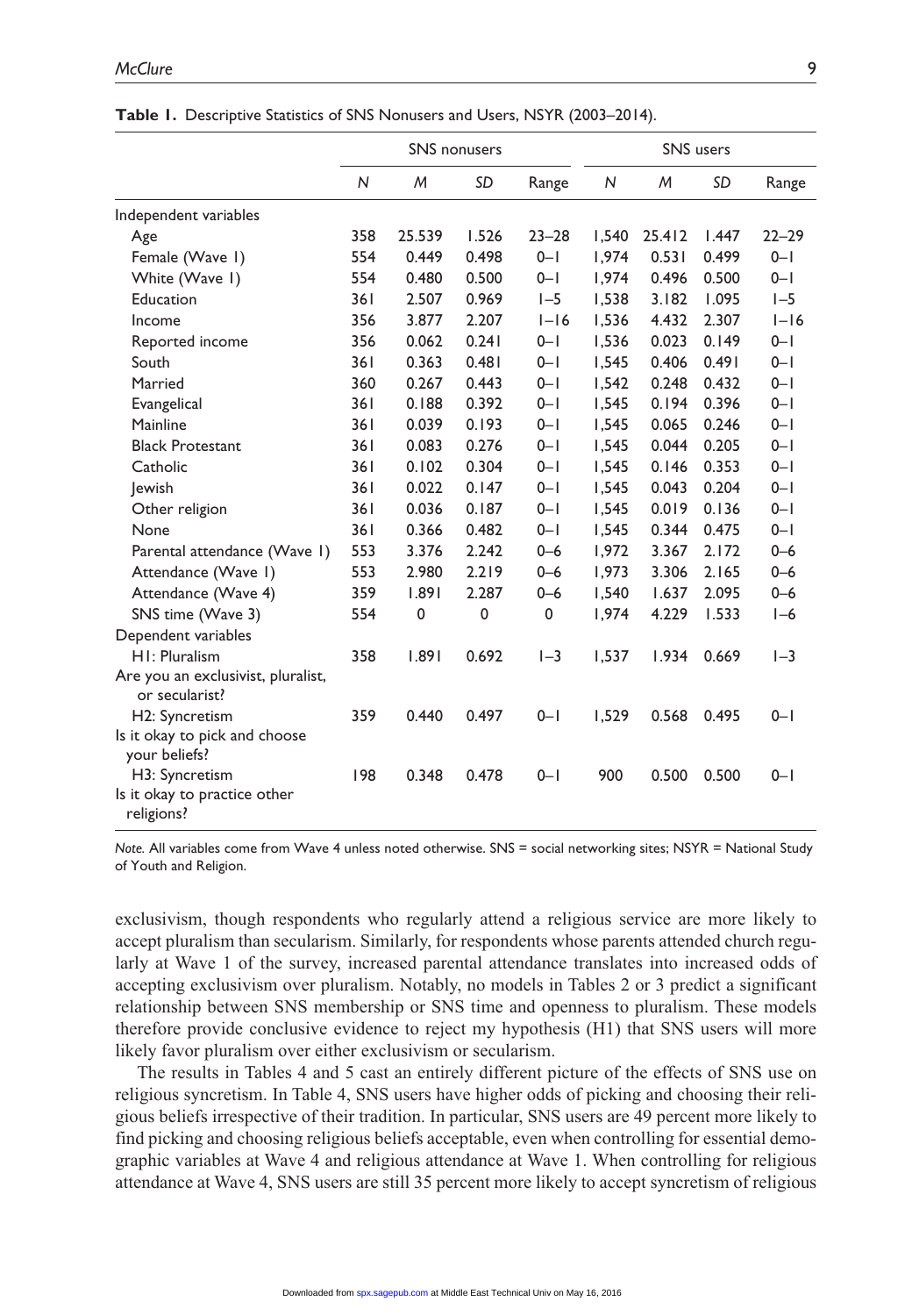**Table 1.** Descriptive Statistics of SNS Nonusers and Users, NSYR (2003–2014).

| | SNS nonusers | | | | SNS users | | | |
|---|---|---|---|---|---|---|---|---|
| | *N* | *M* | *SD* | Range | *N* | *M* | *SD* | Range |
| Independent variables | | | | | | | | |
| Age | 358 | 25.539 | 1.526 | 23–28 | 1,540 | 25.412 | 1.447 | 22–29 |
| Female (Wave 1) | 554 | 0.449 | 0.498 | 0–1 | 1,974 | 0.531 | 0.499 | 0–1 |
| White (Wave 1) | 554 | 0.480 | 0.500 | 0–1 | 1,974 | 0.496 | 0.500 | 0–1 |
| Education | 361 | 2.507 | 0.969 | 1–5 | 1,538 | 3.182 | 1.095 | 1–5 |
| Income | 356 | 3.877 | 2.207 | 1–16 | 1,536 | 4.432 | 2.307 | 1–16 |
| Reported income | 356 | 0.062 | 0.241 | 0–1 | 1,536 | 0.023 | 0.149 | 0–1 |
| South | 361 | 0.363 | 0.481 | 0–1 | 1,545 | 0.406 | 0.491 | 0–1 |
| Married | 360 | 0.267 | 0.443 | 0–1 | 1,542 | 0.248 | 0.432 | 0–1 |
| Evangelical | 361 | 0.188 | 0.392 | 0–1 | 1,545 | 0.194 | 0.396 | 0–1 |
| Mainline | 361 | 0.039 | 0.193 | 0–1 | 1,545 | 0.065 | 0.246 | 0–1 |
| Black Protestant | 361 | 0.083 | 0.276 | 0–1 | 1,545 | 0.044 | 0.205 | 0–1 |
| Catholic | 361 | 0.102 | 0.304 | 0–1 | 1,545 | 0.146 | 0.353 | 0–1 |
| Jewish | 361 | 0.022 | 0.147 | 0–1 | 1,545 | 0.043 | 0.204 | 0–1 |
| Other religion | 361 | 0.036 | 0.187 | 0–1 | 1,545 | 0.019 | 0.136 | 0–1 |
| None | 361 | 0.366 | 0.482 | 0–1 | 1,545 | 0.344 | 0.475 | 0–1 |
| Parental attendance (Wave 1) | 553 | 3.376 | 2.242 | 0–6 | 1,972 | 3.367 | 2.172 | 0–6 |
| Attendance (Wave 1) | 553 | 2.980 | 2.219 | 0–6 | 1,973 | 3.306 | 2.165 | 0–6 |
| Attendance (Wave 4) | 359 | 1.891 | 2.287 | 0–6 | 1,540 | 1.637 | 2.095 | 0–6 |
| SNS time (Wave 3) | 554 | 0 | 0 | 0 | 1,974 | 4.229 | 1.533 | 1–6 |
| Dependent variables | | | | | | | | |
| H1: Pluralism | 358 | 1.891 | 0.692 | 1–3 | 1,537 | 1.934 | 0.669 | 1–3 |
| Are you an exclusivist, pluralist, or secularist? | | | | | | | | |
| H2: Syncretism | 359 | 0.440 | 0.497 | 0–1 | 1,529 | 0.568 | 0.495 | 0–1 |
| Is it okay to pick and choose your beliefs? | | | | | | | | |
| H3: Syncretism | 198 | 0.348 | 0.478 | 0–1 | 900 | 0.500 | 0.500 | 0–1 |
| Is it okay to practice other religions? | | | | | | | | |

*Note.* All variables come from Wave 4 unless noted otherwise. SNS = social networking sites; NSYR = National Study of Youth and Religion.

exclusivism, though respondents who regularly attend a religious service are more likely to accept pluralism than secularism. Similarly, for respondents whose parents attended church regularly at Wave 1 of the survey, increased parental attendance translates into increased odds of accepting exclusivism over pluralism. Notably, no models in Tables 2 or 3 predict a significant relationship between SNS membership or SNS time and openness to pluralism. These models therefore provide conclusive evidence to reject my hypothesis (H1) that SNS users will more likely favor pluralism over either exclusivism or secularism.

The results in Tables 4 and 5 cast an entirely different picture of the effects of SNS use on religious syncretism. In Table 4, SNS users have higher odds of picking and choosing their religious beliefs irrespective of their tradition. In particular, SNS users are 49 percent more likely to find picking and choosing religious beliefs acceptable, even when controlling for essential demographic variables at Wave 4 and religious attendance at Wave 1. When controlling for religious attendance at Wave 4, SNS users are still 35 percent more likely to accept syncretism of religious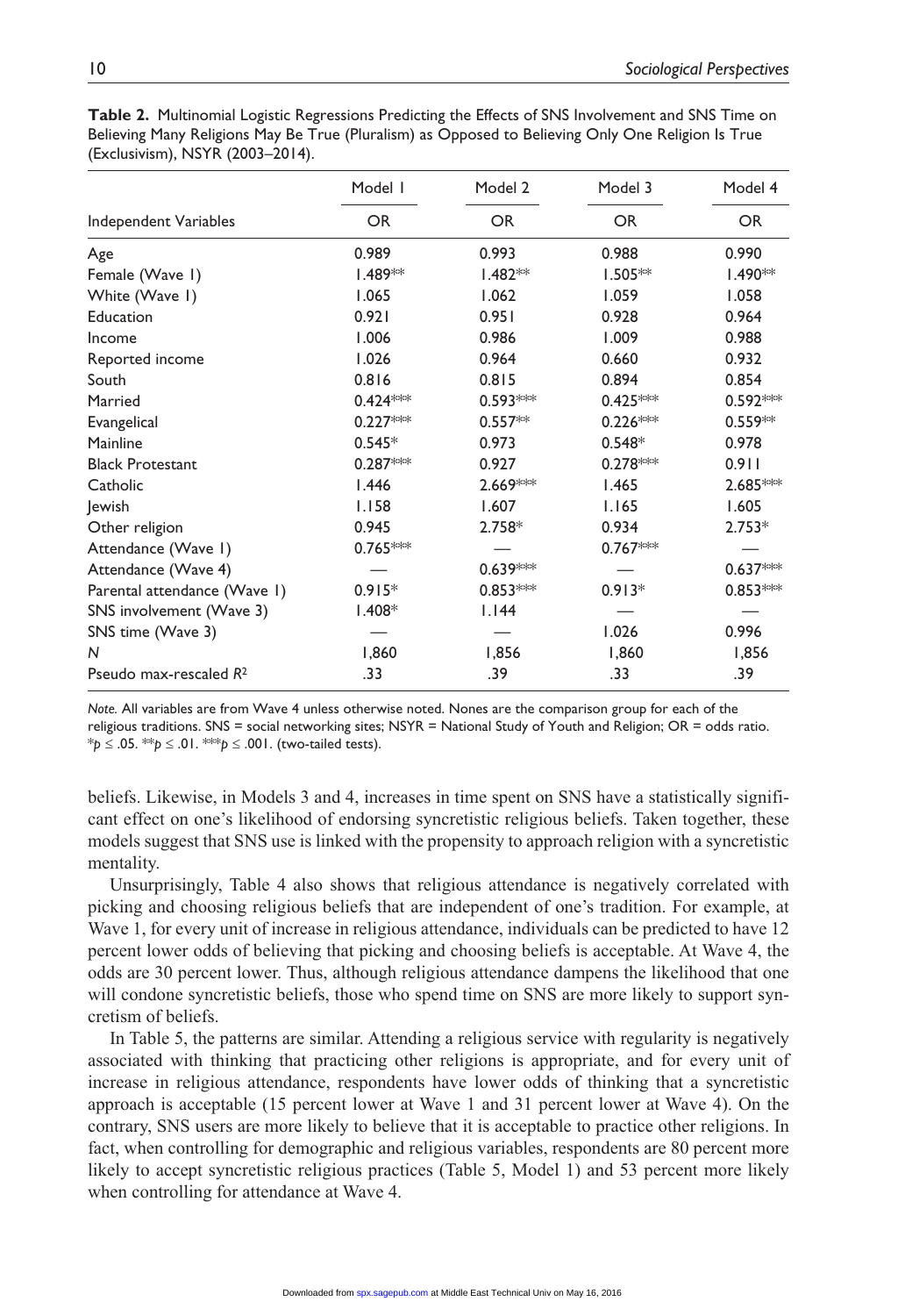**Table 2.** Multinomial Logistic Regressions Predicting the Effects of SNS Involvement and SNS Time on Believing Many Religions May Be True (Pluralism) as Opposed to Believing Only One Religion Is True (Exclusivism), NSYR (2003–2014).

| Independent Variables | Model 1 OR | Model 2 OR | Model 3 OR | Model 4 OR |
|---|---|---|---|---|
| Age | 0.989 | 0.993 | 0.988 | 0.990 |
| Female (Wave 1) | 1.489** | 1.482** | 1.505** | 1.490** |
| White (Wave 1) | 1.065 | 1.062 | 1.059 | 1.058 |
| Education | 0.921 | 0.951 | 0.928 | 0.964 |
| Income | 1.006 | 0.986 | 1.009 | 0.988 |
| Reported income | 1.026 | 0.964 | 0.660 | 0.932 |
| South | 0.816 | 0.815 | 0.894 | 0.854 |
| Married | 0.424*** | 0.593*** | 0.425*** | 0.592*** |
| Evangelical | 0.227*** | 0.557** | 0.226*** | 0.559** |
| Mainline | 0.545* | 0.973 | 0.548* | 0.978 |
| Black Protestant | 0.287*** | 0.927 | 0.278*** | 0.911 |
| Catholic | 1.446 | 2.669*** | 1.465 | 2.685*** |
| Jewish | 1.158 | 1.607 | 1.165 | 1.605 |
| Other religion | 0.945 | 2.758* | 0.934 | 2.753* |
| Attendance (Wave 1) | 0.765*** | — | 0.767*** | — |
| Attendance (Wave 4) | — | 0.639*** | — | 0.637*** |
| Parental attendance (Wave 1) | 0.915* | 0.853*** | 0.913* | 0.853*** |
| SNS involvement (Wave 3) | 1.408* | 1.144 | — | — |
| SNS time (Wave 3) | — | — | 1.026 | 0.996 |
| $N$ | 1,860 | 1,856 | 1,860 | 1,856 |
| Pseudo max-rescaled $R^2$ | .33 | .39 | .33 | .39 |

*Note.* All variables are from Wave 4 unless otherwise noted. Nones are the comparison group for each of the religious traditions. SNS = social networking sites; NSYR = National Study of Youth and Religion; OR = odds ratio. $^*p \leq .05$. $^{**}p \leq .01$. $^{***}p \leq .001$. (two-tailed tests).

beliefs. Likewise, in Models 3 and 4, increases in time spent on SNS have a statistically significant effect on one's likelihood of endorsing syncretistic religious beliefs. Taken together, these models suggest that SNS use is linked with the propensity to approach religion with a syncretistic mentality.

Unsurprisingly, Table 4 also shows that religious attendance is negatively correlated with picking and choosing religious beliefs that are independent of one's tradition. For example, at Wave 1, for every unit of increase in religious attendance, individuals can be predicted to have 12 percent lower odds of believing that picking and choosing beliefs is acceptable. At Wave 4, the odds are 30 percent lower. Thus, although religious attendance dampens the likelihood that one will condone syncretistic beliefs, those who spend time on SNS are more likely to support syncretism of beliefs.

In Table 5, the patterns are similar. Attending a religious service with regularity is negatively associated with thinking that practicing other religions is appropriate, and for every unit of increase in religious attendance, respondents have lower odds of thinking that a syncretistic approach is acceptable (15 percent lower at Wave 1 and 31 percent lower at Wave 4). On the contrary, SNS users are more likely to believe that it is acceptable to practice other religions. In fact, when controlling for demographic and religious variables, respondents are 80 percent more likely to accept syncretistic religious practices (Table 5, Model 1) and 53 percent more likely when controlling for attendance at Wave 4.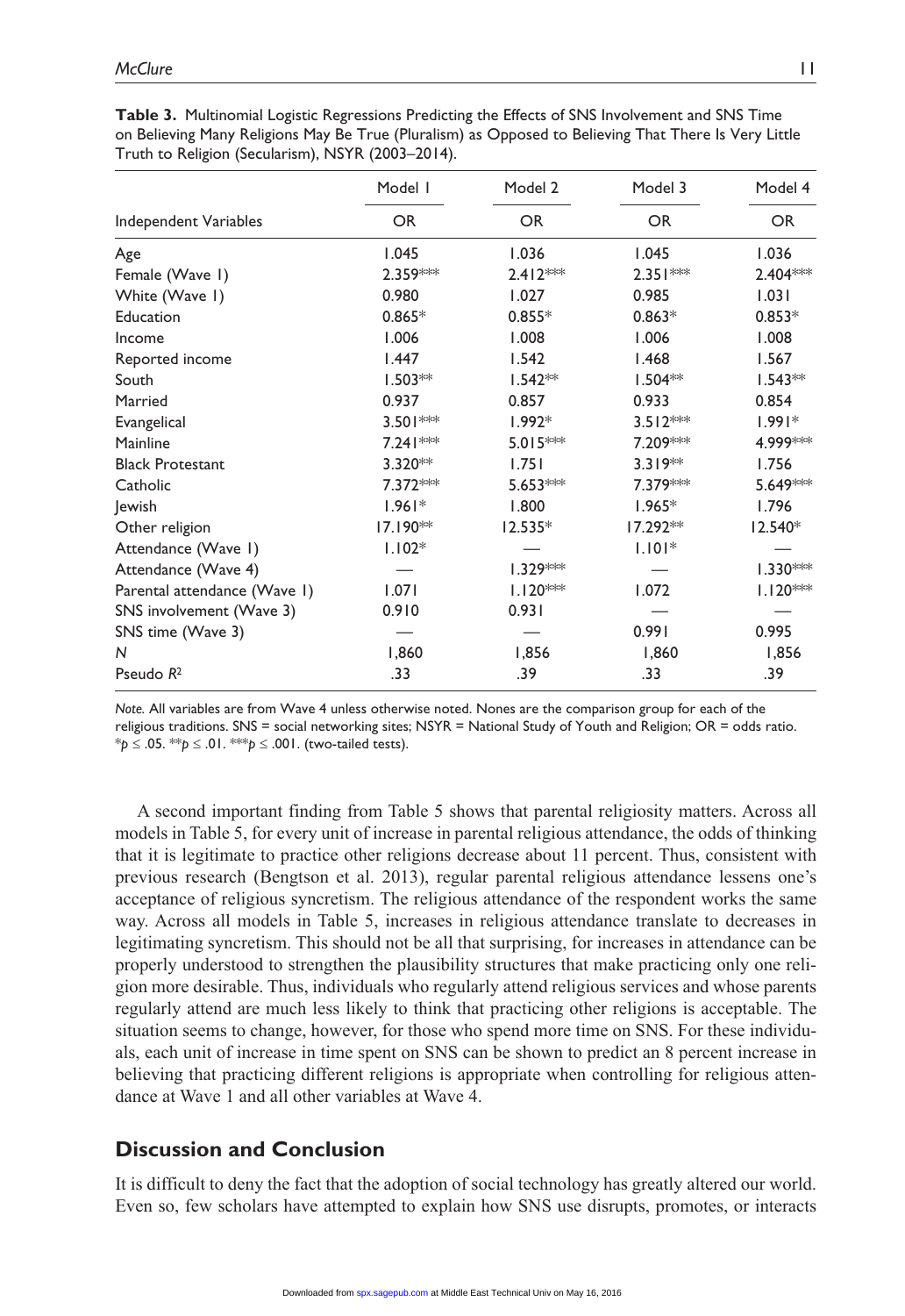**Table 3.** Multinomial Logistic Regressions Predicting the Effects of SNS Involvement and SNS Time on Believing Many Religions May Be True (Pluralism) as Opposed to Believing That There Is Very Little Truth to Religion (Secularism), NSYR (2003–2014).

| | Model 1 | Model 2 | Model 3 | Model 4 |
|---|---|---|---|---|
| Independent Variables | OR | OR | OR | OR |
| Age | 1.045 | 1.036 | 1.045 | 1.036 |
| Female (Wave 1) | 2.359*** | 2.412*** | 2.351*** | 2.404*** |
| White (Wave 1) | 0.980 | 1.027 | 0.985 | 1.031 |
| Education | 0.865* | 0.855* | 0.863* | 0.853* |
| Income | 1.006 | 1.008 | 1.006 | 1.008 |
| Reported income | 1.447 | 1.542 | 1.468 | 1.567 |
| South | 1.503** | 1.542** | 1.504** | 1.543** |
| Married | 0.937 | 0.857 | 0.933 | 0.854 |
| Evangelical | 3.501*** | 1.992* | 3.512*** | 1.991* |
| Mainline | 7.241*** | 5.015*** | 7.209*** | 4.999*** |
| Black Protestant | 3.320** | 1.751 | 3.319** | 1.756 |
| Catholic | 7.372*** | 5.653*** | 7.379*** | 5.649*** |
| Jewish | 1.961* | 1.800 | 1.965* | 1.796 |
| Other religion | 17.190** | 12.535* | 17.292** | 12.540* |
| Attendance (Wave 1) | 1.102* | — | 1.101* | — |
| Attendance (Wave 4) | — | 1.329*** | — | 1.330*** |
| Parental attendance (Wave 1) | 1.071 | 1.120*** | 1.072 | 1.120*** |
| SNS involvement (Wave 3) | 0.910 | 0.931 | — | — |
| SNS time (Wave 3) | — | — | 0.991 | 0.995 |
| *N* | 1,860 | 1,856 | 1,860 | 1,856 |
| Pseudo $R^2$ | .33 | .39 | .33 | .39 |

*Note.* All variables are from Wave 4 unless otherwise noted. Nones are the comparison group for each of the religious traditions. SNS = social networking sites; NSYR = National Study of Youth and Religion; OR = odds ratio.
*$p \leq .05$. **$p \leq .01$. ***$p \leq .001$. (two-tailed tests).

A second important finding from Table 5 shows that parental religiosity matters. Across all models in Table 5, for every unit of increase in parental religious attendance, the odds of thinking that it is legitimate to practice other religions decrease about 11 percent. Thus, consistent with previous research (Bengtson et al. 2013), regular parental religious attendance lessens one's acceptance of religious syncretism. The religious attendance of the respondent works the same way. Across all models in Table 5, increases in religious attendance translate to decreases in legitimating syncretism. This should not be all that surprising, for increases in attendance can be properly understood to strengthen the plausibility structures that make practicing only one religion more desirable. Thus, individuals who regularly attend religious services and whose parents regularly attend are much less likely to think that practicing other religions is acceptable. The situation seems to change, however, for those who spend more time on SNS. For these individuals, each unit of increase in time spent on SNS can be shown to predict an 8 percent increase in believing that practicing different religions is appropriate when controlling for religious attendance at Wave 1 and all other variables at Wave 4.

## Discussion and Conclusion

It is difficult to deny the fact that the adoption of social technology has greatly altered our world. Even so, few scholars have attempted to explain how SNS use disrupts, promotes, or interacts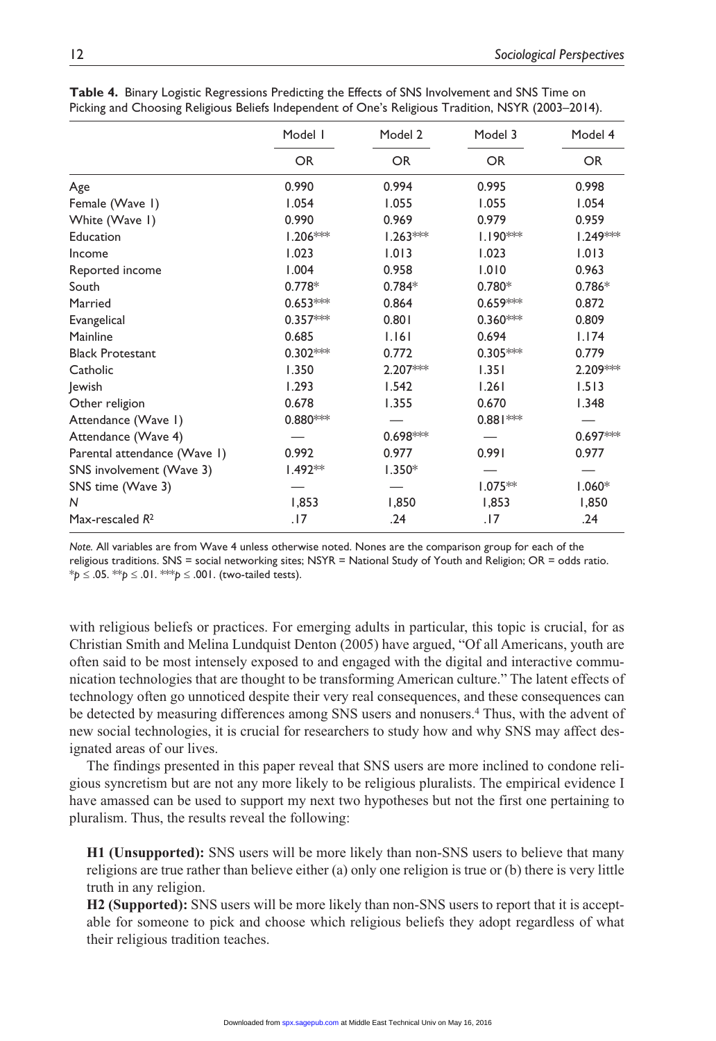**Table 4.** Binary Logistic Regressions Predicting the Effects of SNS Involvement and SNS Time on Picking and Choosing Religious Beliefs Independent of One's Religious Tradition, NSYR (2003–2014).

| | Model 1 | Model 2 | Model 3 | Model 4 |
|---|---|---|---|---|
| | OR | OR | OR | OR |
| Age | 0.990 | 0.994 | 0.995 | 0.998 |
| Female (Wave 1) | 1.054 | 1.055 | 1.055 | 1.054 |
| White (Wave 1) | 0.990 | 0.969 | 0.979 | 0.959 |
| Education | 1.206*** | 1.263*** | 1.190*** | 1.249*** |
| Income | 1.023 | 1.013 | 1.023 | 1.013 |
| Reported income | 1.004 | 0.958 | 1.010 | 0.963 |
| South | 0.778* | 0.784* | 0.780* | 0.786* |
| Married | 0.653*** | 0.864 | 0.659*** | 0.872 |
| Evangelical | 0.357*** | 0.801 | 0.360*** | 0.809 |
| Mainline | 0.685 | 1.161 | 0.694 | 1.174 |
| Black Protestant | 0.302*** | 0.772 | 0.305*** | 0.779 |
| Catholic | 1.350 | 2.207*** | 1.351 | 2.209*** |
| Jewish | 1.293 | 1.542 | 1.261 | 1.513 |
| Other religion | 0.678 | 1.355 | 0.670 | 1.348 |
| Attendance (Wave 1) | 0.880*** | — | 0.881*** | — |
| Attendance (Wave 4) | — | 0.698*** | — | 0.697*** |
| Parental attendance (Wave 1) | 0.992 | 0.977 | 0.991 | 0.977 |
| SNS involvement (Wave 3) | 1.492** | 1.350* | — | — |
| SNS time (Wave 3) | — | — | 1.075** | 1.060* |
| *N* | 1,853 | 1,850 | 1,853 | 1,850 |
| Max-rescaled $R^2$ | .17 | .24 | .17 | .24 |

*Note.* All variables are from Wave 4 unless otherwise noted. Nones are the comparison group for each of the religious traditions. SNS = social networking sites; NSYR = National Study of Youth and Religion; OR = odds ratio. \*$p \leq .05$. \*\*$p \leq .01$. \*\*\*$p \leq .001$. (two-tailed tests).

with religious beliefs or practices. For emerging adults in particular, this topic is crucial, for as Christian Smith and Melina Lundquist Denton (2005) have argued, "Of all Americans, youth are often said to be most intensely exposed to and engaged with the digital and interactive communication technologies that are thought to be transforming American culture." The latent effects of technology often go unnoticed despite their very real consequences, and these consequences can be detected by measuring differences among SNS users and nonusers.[4] Thus, with the advent of new social technologies, it is crucial for researchers to study how and why SNS may affect designated areas of our lives.

The findings presented in this paper reveal that SNS users are more inclined to condone religious syncretism but are not any more likely to be religious pluralists. The empirical evidence I have amassed can be used to support my next two hypotheses but not the first one pertaining to pluralism. Thus, the results reveal the following:

> **H1 (Unsupported):** SNS users will be more likely than non-SNS users to believe that many religions are true rather than believe either (a) only one religion is true or (b) there is very little truth in any religion.
>
> **H2 (Supported):** SNS users will be more likely than non-SNS users to report that it is acceptable for someone to pick and choose which religious beliefs they adopt regardless of what their religious tradition teaches.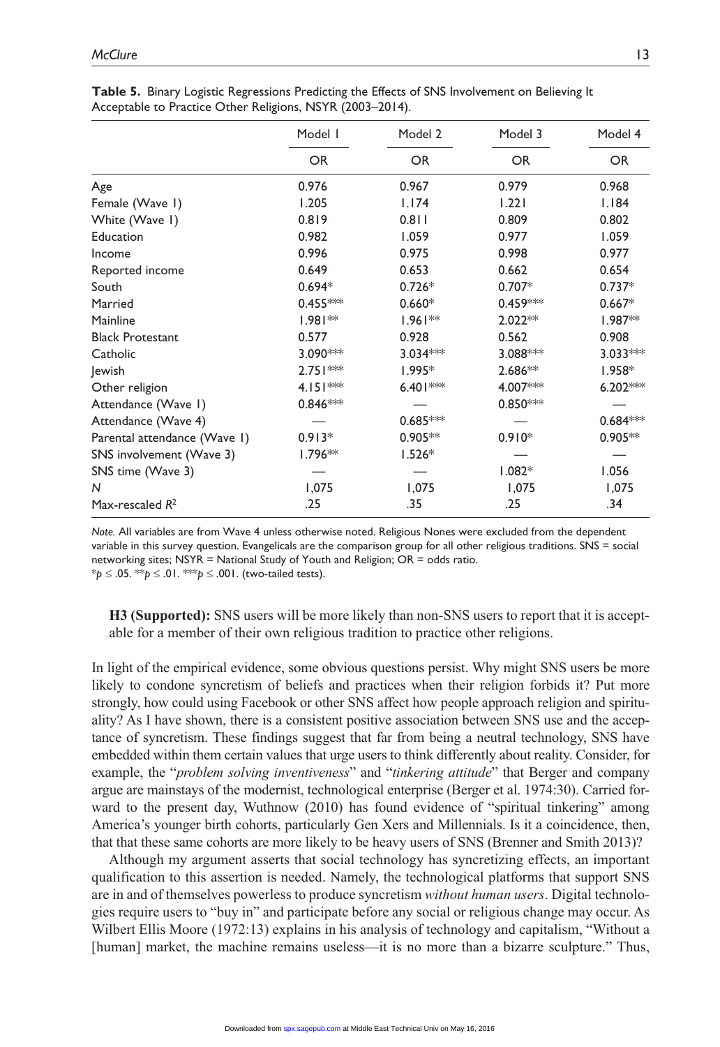**Table 5.** Binary Logistic Regressions Predicting the Effects of SNS Involvement on Believing It Acceptable to Practice Other Religions, NSYR (2003–2014).

| | Model 1 | Model 2 | Model 3 | Model 4 |
|---|---|---|---|---|
| | OR | OR | OR | OR |
| Age | 0.976 | 0.967 | 0.979 | 0.968 |
| Female (Wave 1) | 1.205 | 1.174 | 1.221 | 1.184 |
| White (Wave 1) | 0.819 | 0.811 | 0.809 | 0.802 |
| Education | 0.982 | 1.059 | 0.977 | 1.059 |
| Income | 0.996 | 0.975 | 0.998 | 0.977 |
| Reported income | 0.649 | 0.653 | 0.662 | 0.654 |
| South | 0.694* | 0.726* | 0.707* | 0.737* |
| Married | 0.455*** | 0.660* | 0.459*** | 0.667* |
| Mainline | 1.981** | 1.961** | 2.022** | 1.987** |
| Black Protestant | 0.577 | 0.928 | 0.562 | 0.908 |
| Catholic | 3.090*** | 3.034*** | 3.088*** | 3.033*** |
| Jewish | 2.751*** | 1.995* | 2.686** | 1.958* |
| Other religion | 4.151*** | 6.401*** | 4.007*** | 6.202*** |
| Attendance (Wave 1) | 0.846*** | — | 0.850*** | — |
| Attendance (Wave 4) | — | 0.685*** | — | 0.684*** |
| Parental attendance (Wave 1) | 0.913* | 0.905** | 0.910* | 0.905** |
| SNS involvement (Wave 3) | 1.796** | 1.526* | — | — |
| SNS time (Wave 3) | — | — | 1.082* | 1.056 |
| $N$ | 1,075 | 1,075 | 1,075 | 1,075 |
| Max-rescaled $R^2$ | .25 | .35 | .25 | .34 |

*Note.* All variables are from Wave 4 unless otherwise noted. Religious Nones were excluded from the dependent variable in this survey question. Evangelicals are the comparison group for all other religious traditions. SNS = social networking sites; NSYR = National Study of Youth and Religion; OR = odds ratio.
*$p \leq .05$. **$p \leq .01$. ***$p \leq .001$. (two-tailed tests).

> **H3 (Supported):** SNS users will be more likely than non-SNS users to report that it is acceptable for a member of their own religious tradition to practice other religions.

In light of the empirical evidence, some obvious questions persist. Why might SNS users be more likely to condone syncretism of beliefs and practices when their religion forbids it? Put more strongly, how could using Facebook or other SNS affect how people approach religion and spirituality? As I have shown, there is a consistent positive association between SNS use and the acceptance of syncretism. These findings suggest that far from being a neutral technology, SNS have embedded within them certain values that urge users to think differently about reality. Consider, for example, the "*problem solving inventiveness*" and "*tinkering attitude*" that Berger and company argue are mainstays of the modernist, technological enterprise (Berger et al. 1974:30). Carried forward to the present day, Wuthnow (2010) has found evidence of "spiritual tinkering" among America's younger birth cohorts, particularly Gen Xers and Millennials. Is it a coincidence, then, that that these same cohorts are more likely to be heavy users of SNS (Brenner and Smith 2013)?

Although my argument asserts that social technology has syncretizing effects, an important qualification to this assertion is needed. Namely, the technological platforms that support SNS are in and of themselves powerless to produce syncretism *without human users*. Digital technologies require users to "buy in" and participate before any social or religious change may occur. As Wilbert Ellis Moore (1972:13) explains in his analysis of technology and capitalism, "Without a [human] market, the machine remains useless—it is no more than a bizarre sculpture." Thus,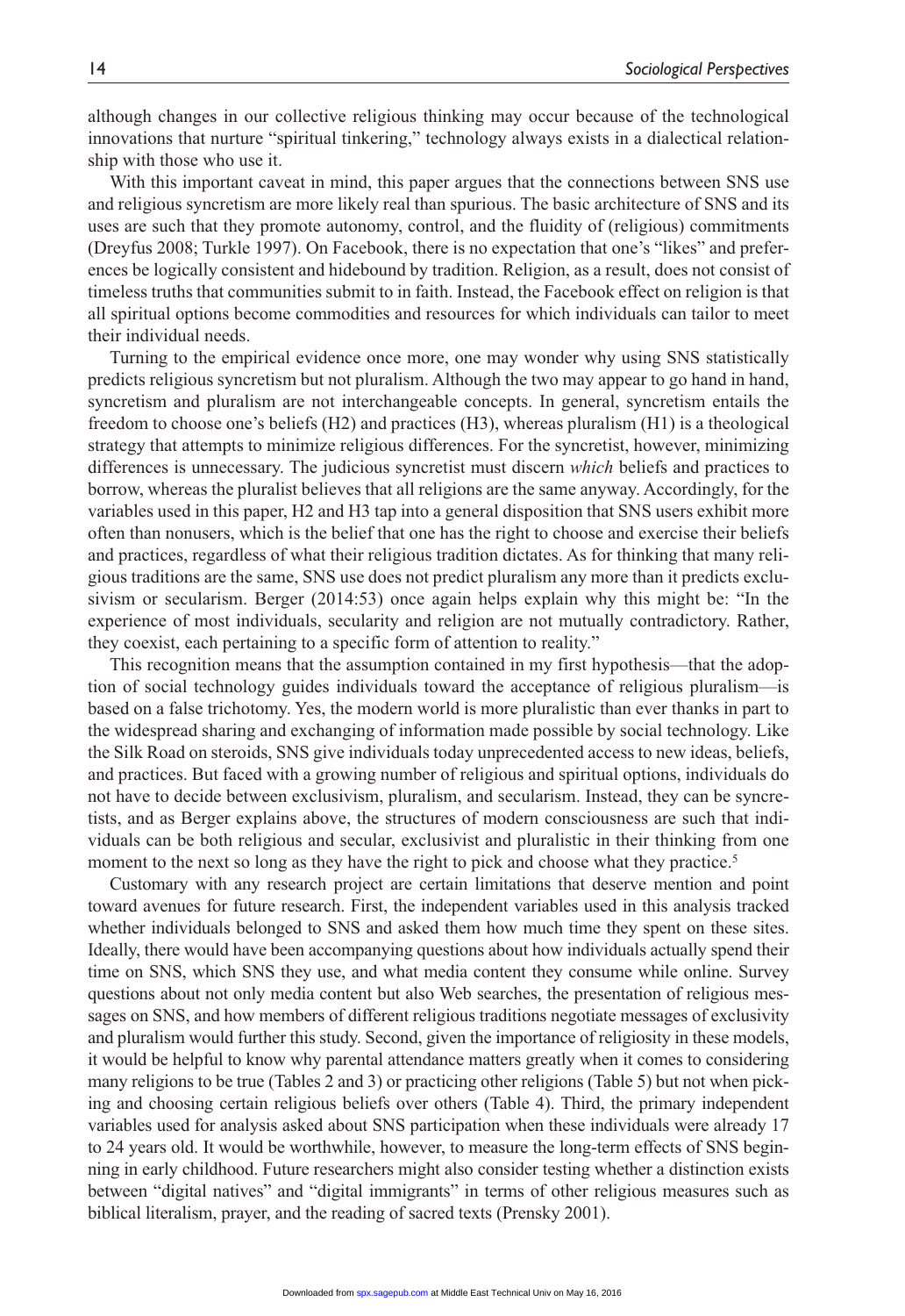although changes in our collective religious thinking may occur because of the technological innovations that nurture "spiritual tinkering," technology always exists in a dialectical relationship with those who use it.

With this important caveat in mind, this paper argues that the connections between SNS use and religious syncretism are more likely real than spurious. The basic architecture of SNS and its uses are such that they promote autonomy, control, and the fluidity of (religious) commitments (Dreyfus 2008; Turkle 1997). On Facebook, there is no expectation that one's "likes" and preferences be logically consistent and hidebound by tradition. Religion, as a result, does not consist of timeless truths that communities submit to in faith. Instead, the Facebook effect on religion is that all spiritual options become commodities and resources for which individuals can tailor to meet their individual needs.

Turning to the empirical evidence once more, one may wonder why using SNS statistically predicts religious syncretism but not pluralism. Although the two may appear to go hand in hand, syncretism and pluralism are not interchangeable concepts. In general, syncretism entails the freedom to choose one's beliefs (H2) and practices (H3), whereas pluralism (H1) is a theological strategy that attempts to minimize religious differences. For the syncretist, however, minimizing differences is unnecessary. The judicious syncretist must discern *which* beliefs and practices to borrow, whereas the pluralist believes that all religions are the same anyway. Accordingly, for the variables used in this paper, H2 and H3 tap into a general disposition that SNS users exhibit more often than nonusers, which is the belief that one has the right to choose and exercise their beliefs and practices, regardless of what their religious tradition dictates. As for thinking that many religious traditions are the same, SNS use does not predict pluralism any more than it predicts exclusivism or secularism. Berger (2014:53) once again helps explain why this might be: "In the experience of most individuals, secularity and religion are not mutually contradictory. Rather, they coexist, each pertaining to a specific form of attention to reality."

This recognition means that the assumption contained in my first hypothesis—that the adoption of social technology guides individuals toward the acceptance of religious pluralism—is based on a false trichotomy. Yes, the modern world is more pluralistic than ever thanks in part to the widespread sharing and exchanging of information made possible by social technology. Like the Silk Road on steroids, SNS give individuals today unprecedented access to new ideas, beliefs, and practices. But faced with a growing number of religious and spiritual options, individuals do not have to decide between exclusivism, pluralism, and secularism. Instead, they can be syncretists, and as Berger explains above, the structures of modern consciousness are such that individuals can be both religious and secular, exclusivist and pluralistic in their thinking from one moment to the next so long as they have the right to pick and choose what they practice.[5]

Customary with any research project are certain limitations that deserve mention and point toward avenues for future research. First, the independent variables used in this analysis tracked whether individuals belonged to SNS and asked them how much time they spent on these sites. Ideally, there would have been accompanying questions about how individuals actually spend their time on SNS, which SNS they use, and what media content they consume while online. Survey questions about not only media content but also Web searches, the presentation of religious messages on SNS, and how members of different religious traditions negotiate messages of exclusivity and pluralism would further this study. Second, given the importance of religiosity in these models, it would be helpful to know why parental attendance matters greatly when it comes to considering many religions to be true (Tables 2 and 3) or practicing other religions (Table 5) but not when picking and choosing certain religious beliefs over others (Table 4). Third, the primary independent variables used for analysis asked about SNS participation when these individuals were already 17 to 24 years old. It would be worthwhile, however, to measure the long-term effects of SNS beginning in early childhood. Future researchers might also consider testing whether a distinction exists between "digital natives" and "digital immigrants" in terms of other religious measures such as biblical literalism, prayer, and the reading of sacred texts (Prensky 2001).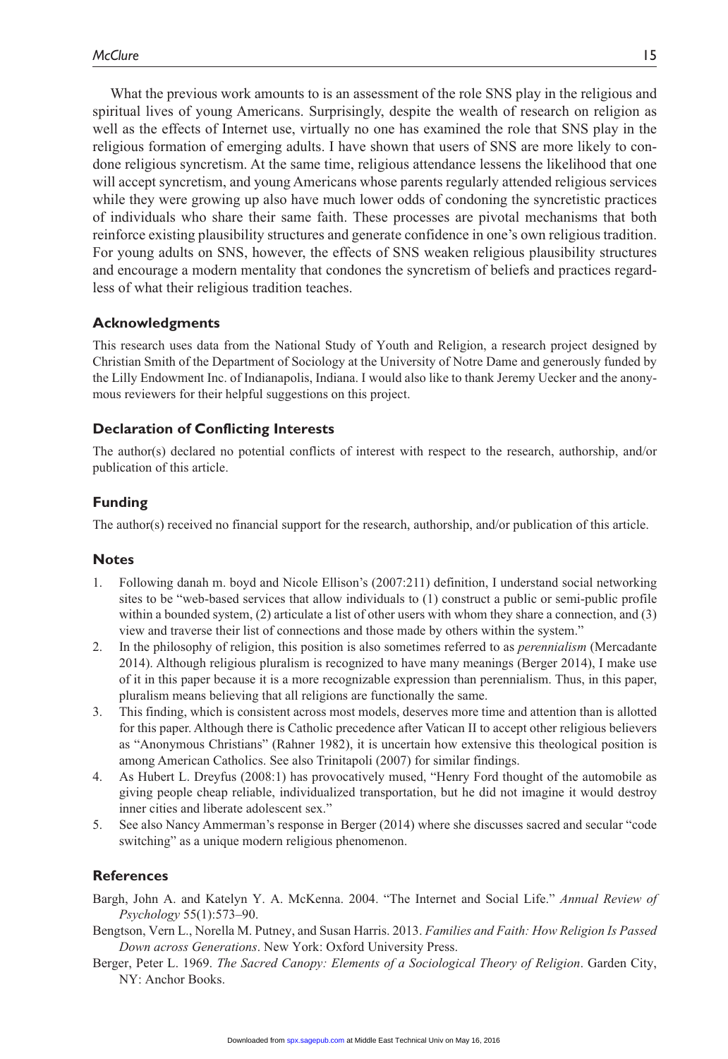What the previous work amounts to is an assessment of the role SNS play in the religious and spiritual lives of young Americans. Surprisingly, despite the wealth of research on religion as well as the effects of Internet use, virtually no one has examined the role that SNS play in the religious formation of emerging adults. I have shown that users of SNS are more likely to condone religious syncretism. At the same time, religious attendance lessens the likelihood that one will accept syncretism, and young Americans whose parents regularly attended religious services while they were growing up also have much lower odds of condoning the syncretistic practices of individuals who share their same faith. These processes are pivotal mechanisms that both reinforce existing plausibility structures and generate confidence in one's own religious tradition. For young adults on SNS, however, the effects of SNS weaken religious plausibility structures and encourage a modern mentality that condones the syncretism of beliefs and practices regardless of what their religious tradition teaches.

## Acknowledgments

This research uses data from the National Study of Youth and Religion, a research project designed by Christian Smith of the Department of Sociology at the University of Notre Dame and generously funded by the Lilly Endowment Inc. of Indianapolis, Indiana. I would also like to thank Jeremy Uecker and the anonymous reviewers for their helpful suggestions on this project.

## Declaration of Conflicting Interests

The author(s) declared no potential conflicts of interest with respect to the research, authorship, and/or publication of this article.

## Funding

The author(s) received no financial support for the research, authorship, and/or publication of this article.

## Notes

1. Following danah m. boyd and Nicole Ellison's (2007:211) definition, I understand social networking sites to be "web-based services that allow individuals to (1) construct a public or semi-public profile within a bounded system, (2) articulate a list of other users with whom they share a connection, and (3) view and traverse their list of connections and those made by others within the system."
2. In the philosophy of religion, this position is also sometimes referred to as *perennialism* (Mercadante 2014). Although religious pluralism is recognized to have many meanings (Berger 2014), I make use of it in this paper because it is a more recognizable expression than perennialism. Thus, in this paper, pluralism means believing that all religions are functionally the same.
3. This finding, which is consistent across most models, deserves more time and attention than is allotted for this paper. Although there is Catholic precedence after Vatican II to accept other religious believers as "Anonymous Christians" (Rahner 1982), it is uncertain how extensive this theological position is among American Catholics. See also Trinitapoli (2007) for similar findings.
4. As Hubert L. Dreyfus (2008:1) has provocatively mused, "Henry Ford thought of the automobile as giving people cheap reliable, individualized transportation, but he did not imagine it would destroy inner cities and liberate adolescent sex."
5. See also Nancy Ammerman's response in Berger (2014) where she discusses sacred and secular "code switching" as a unique modern religious phenomenon.

## References

Bargh, John A. and Katelyn Y. A. McKenna. 2004. "The Internet and Social Life." *Annual Review of Psychology* 55(1):573–90.

Bengtson, Vern L., Norella M. Putney, and Susan Harris. 2013. *Families and Faith: How Religion Is Passed Down across Generations*. New York: Oxford University Press.

Berger, Peter L. 1969. *The Sacred Canopy: Elements of a Sociological Theory of Religion*. Garden City, NY: Anchor Books.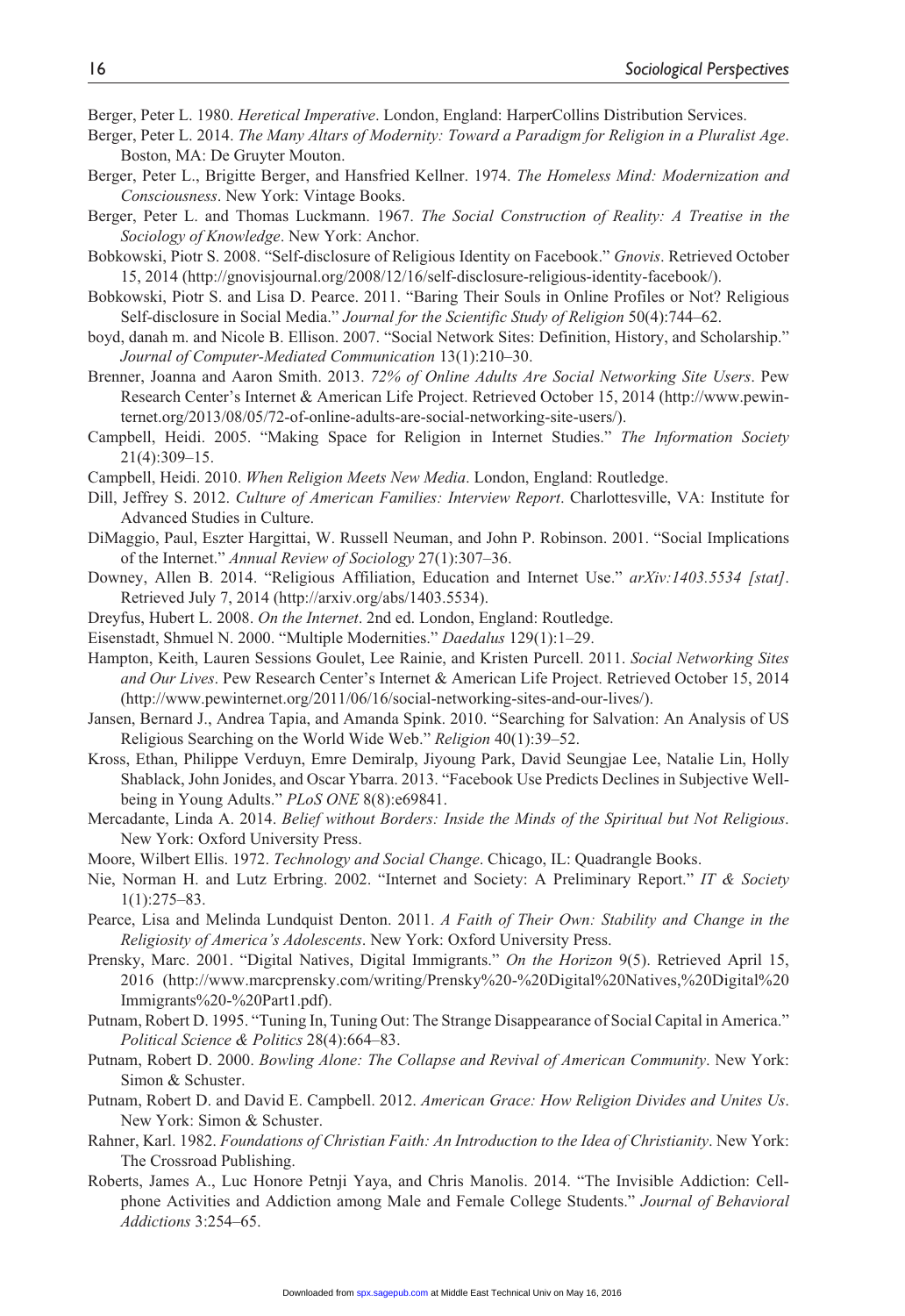Berger, Peter L. 1980. *Heretical Imperative*. London, England: HarperCollins Distribution Services.

Berger, Peter L. 2014. *The Many Altars of Modernity: Toward a Paradigm for Religion in a Pluralist Age*. Boston, MA: De Gruyter Mouton.

Berger, Peter L., Brigitte Berger, and Hansfried Kellner. 1974. *The Homeless Mind: Modernization and Consciousness*. New York: Vintage Books.

Berger, Peter L. and Thomas Luckmann. 1967. *The Social Construction of Reality: A Treatise in the Sociology of Knowledge*. New York: Anchor.

Bobkowski, Piotr S. 2008. "Self-disclosure of Religious Identity on Facebook." *Gnovis*. Retrieved October 15, 2014 (http://gnovisjournal.org/2008/12/16/self-disclosure-religious-identity-facebook/).

Bobkowski, Piotr S. and Lisa D. Pearce. 2011. "Baring Their Souls in Online Profiles or Not? Religious Self-disclosure in Social Media." *Journal for the Scientific Study of Religion* 50(4):744–62.

boyd, danah m. and Nicole B. Ellison. 2007. "Social Network Sites: Definition, History, and Scholarship." *Journal of Computer-Mediated Communication* 13(1):210–30.

Brenner, Joanna and Aaron Smith. 2013. *72% of Online Adults Are Social Networking Site Users*. Pew Research Center's Internet & American Life Project. Retrieved October 15, 2014 (http://www.pewinternet.org/2013/08/05/72-of-online-adults-are-social-networking-site-users/).

Campbell, Heidi. 2005. "Making Space for Religion in Internet Studies." *The Information Society* 21(4):309–15.

Campbell, Heidi. 2010. *When Religion Meets New Media*. London, England: Routledge.

Dill, Jeffrey S. 2012. *Culture of American Families: Interview Report*. Charlottesville, VA: Institute for Advanced Studies in Culture.

DiMaggio, Paul, Eszter Hargittai, W. Russell Neuman, and John P. Robinson. 2001. "Social Implications of the Internet." *Annual Review of Sociology* 27(1):307–36.

Downey, Allen B. 2014. "Religious Affiliation, Education and Internet Use." *arXiv:1403.5534 [stat]*. Retrieved July 7, 2014 (http://arxiv.org/abs/1403.5534).

Dreyfus, Hubert L. 2008. *On the Internet*. 2nd ed. London, England: Routledge.

Eisenstadt, Shmuel N. 2000. "Multiple Modernities." *Daedalus* 129(1):1–29.

Hampton, Keith, Lauren Sessions Goulet, Lee Rainie, and Kristen Purcell. 2011. *Social Networking Sites and Our Lives*. Pew Research Center's Internet & American Life Project. Retrieved October 15, 2014 (http://www.pewinternet.org/2011/06/16/social-networking-sites-and-our-lives/).

Jansen, Bernard J., Andrea Tapia, and Amanda Spink. 2010. "Searching for Salvation: An Analysis of US Religious Searching on the World Wide Web." *Religion* 40(1):39–52.

Kross, Ethan, Philippe Verduyn, Emre Demiralp, Jiyoung Park, David Seungjae Lee, Natalie Lin, Holly Shablack, John Jonides, and Oscar Ybarra. 2013. "Facebook Use Predicts Declines in Subjective Well-being in Young Adults." *PLoS ONE* 8(8):e69841.

Mercadante, Linda A. 2014. *Belief without Borders: Inside the Minds of the Spiritual but Not Religious*. New York: Oxford University Press.

Moore, Wilbert Ellis. 1972. *Technology and Social Change*. Chicago, IL: Quadrangle Books.

Nie, Norman H. and Lutz Erbring. 2002. "Internet and Society: A Preliminary Report." *IT & Society* 1(1):275–83.

Pearce, Lisa and Melinda Lundquist Denton. 2011. *A Faith of Their Own: Stability and Change in the Religiosity of America's Adolescents*. New York: Oxford University Press.

Prensky, Marc. 2001. "Digital Natives, Digital Immigrants." *On the Horizon* 9(5). Retrieved April 15, 2016 (http://www.marcprensky.com/writing/Prensky%20-%20Digital%20Natives,%20Digital%20Immigrants%20-%20Part1.pdf).

Putnam, Robert D. 1995. "Tuning In, Tuning Out: The Strange Disappearance of Social Capital in America." *Political Science & Politics* 28(4):664–83.

Putnam, Robert D. 2000. *Bowling Alone: The Collapse and Revival of American Community*. New York: Simon & Schuster.

Putnam, Robert D. and David E. Campbell. 2012. *American Grace: How Religion Divides and Unites Us*. New York: Simon & Schuster.

Rahner, Karl. 1982. *Foundations of Christian Faith: An Introduction to the Idea of Christianity*. New York: The Crossroad Publishing.

Roberts, James A., Luc Honore Petnji Yaya, and Chris Manolis. 2014. "The Invisible Addiction: Cell-phone Activities and Addiction among Male and Female College Students." *Journal of Behavioral Addictions* 3:254–65.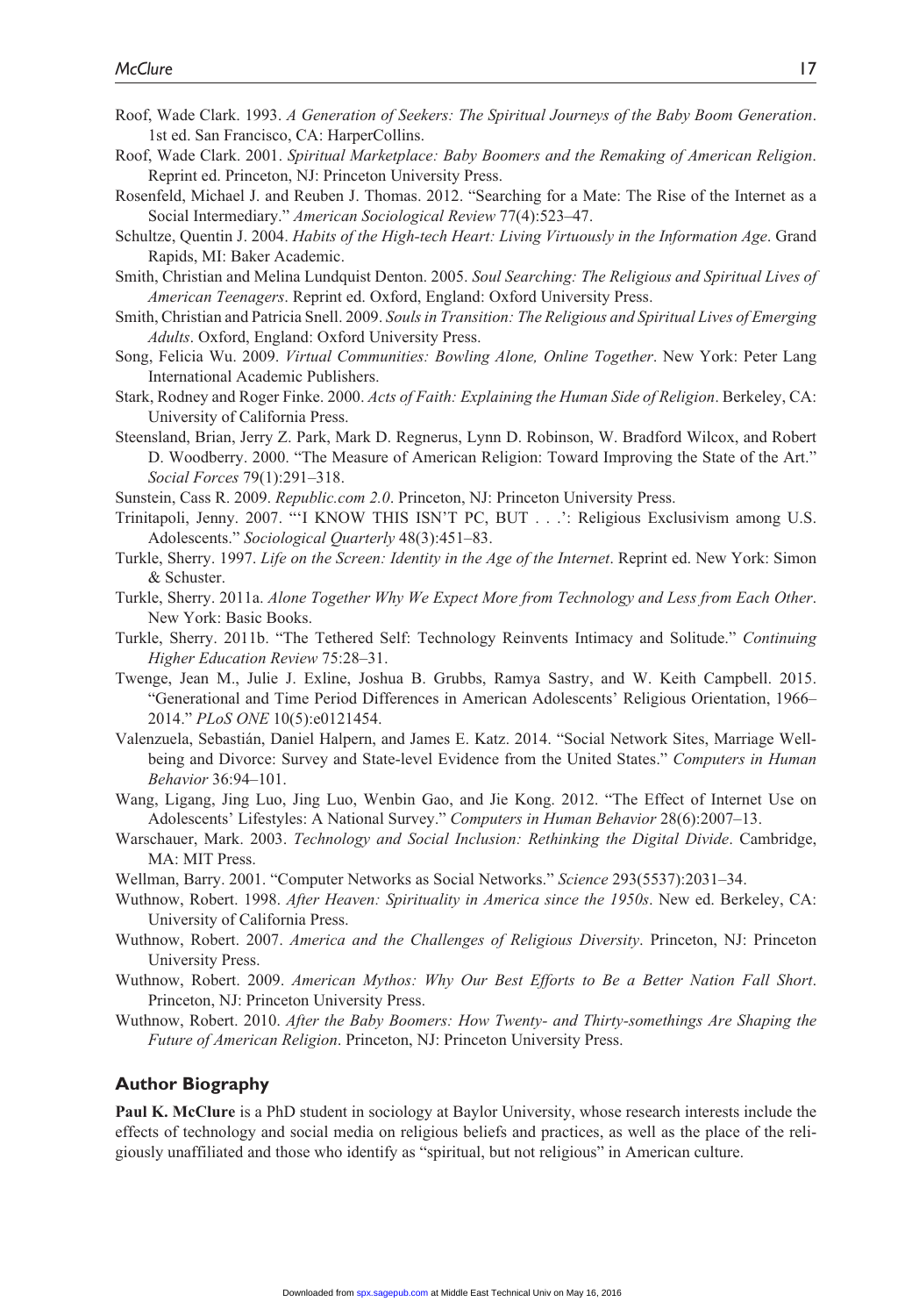Roof, Wade Clark. 1993. *A Generation of Seekers: The Spiritual Journeys of the Baby Boom Generation*. 1st ed. San Francisco, CA: HarperCollins.

Roof, Wade Clark. 2001. *Spiritual Marketplace: Baby Boomers and the Remaking of American Religion*. Reprint ed. Princeton, NJ: Princeton University Press.

Rosenfeld, Michael J. and Reuben J. Thomas. 2012. "Searching for a Mate: The Rise of the Internet as a Social Intermediary." *American Sociological Review* 77(4):523–47.

Schultze, Quentin J. 2004. *Habits of the High-tech Heart: Living Virtuously in the Information Age*. Grand Rapids, MI: Baker Academic.

Smith, Christian and Melina Lundquist Denton. 2005. *Soul Searching: The Religious and Spiritual Lives of American Teenagers*. Reprint ed. Oxford, England: Oxford University Press.

Smith, Christian and Patricia Snell. 2009. *Souls in Transition: The Religious and Spiritual Lives of Emerging Adults*. Oxford, England: Oxford University Press.

Song, Felicia Wu. 2009. *Virtual Communities: Bowling Alone, Online Together*. New York: Peter Lang International Academic Publishers.

Stark, Rodney and Roger Finke. 2000. *Acts of Faith: Explaining the Human Side of Religion*. Berkeley, CA: University of California Press.

Steensland, Brian, Jerry Z. Park, Mark D. Regnerus, Lynn D. Robinson, W. Bradford Wilcox, and Robert D. Woodberry. 2000. "The Measure of American Religion: Toward Improving the State of the Art." *Social Forces* 79(1):291–318.

Sunstein, Cass R. 2009. *Republic.com 2.0*. Princeton, NJ: Princeton University Press.

Trinitapoli, Jenny. 2007. "'I KNOW THIS ISN'T PC, BUT . . .': Religious Exclusivism among U.S. Adolescents." *Sociological Quarterly* 48(3):451–83.

Turkle, Sherry. 1997. *Life on the Screen: Identity in the Age of the Internet*. Reprint ed. New York: Simon & Schuster.

Turkle, Sherry. 2011a. *Alone Together Why We Expect More from Technology and Less from Each Other*. New York: Basic Books.

Turkle, Sherry. 2011b. "The Tethered Self: Technology Reinvents Intimacy and Solitude." *Continuing Higher Education Review* 75:28–31.

Twenge, Jean M., Julie J. Exline, Joshua B. Grubbs, Ramya Sastry, and W. Keith Campbell. 2015. "Generational and Time Period Differences in American Adolescents' Religious Orientation, 1966–2014." *PLoS ONE* 10(5):e0121454.

Valenzuela, Sebastián, Daniel Halpern, and James E. Katz. 2014. "Social Network Sites, Marriage Well-being and Divorce: Survey and State-level Evidence from the United States." *Computers in Human Behavior* 36:94–101.

Wang, Ligang, Jing Luo, Jing Luo, Wenbin Gao, and Jie Kong. 2012. "The Effect of Internet Use on Adolescents' Lifestyles: A National Survey." *Computers in Human Behavior* 28(6):2007–13.

Warschauer, Mark. 2003. *Technology and Social Inclusion: Rethinking the Digital Divide*. Cambridge, MA: MIT Press.

Wellman, Barry. 2001. "Computer Networks as Social Networks." *Science* 293(5537):2031–34.

Wuthnow, Robert. 1998. *After Heaven: Spirituality in America since the 1950s*. New ed. Berkeley, CA: University of California Press.

Wuthnow, Robert. 2007. *America and the Challenges of Religious Diversity*. Princeton, NJ: Princeton University Press.

Wuthnow, Robert. 2009. *American Mythos: Why Our Best Efforts to Be a Better Nation Fall Short*. Princeton, NJ: Princeton University Press.

Wuthnow, Robert. 2010. *After the Baby Boomers: How Twenty- and Thirty-somethings Are Shaping the Future of American Religion*. Princeton, NJ: Princeton University Press.

## Author Biography

**Paul K. McClure** is a PhD student in sociology at Baylor University, whose research interests include the effects of technology and social media on religious beliefs and practices, as well as the place of the religiously unaffiliated and those who identify as "spiritual, but not religious" in American culture.